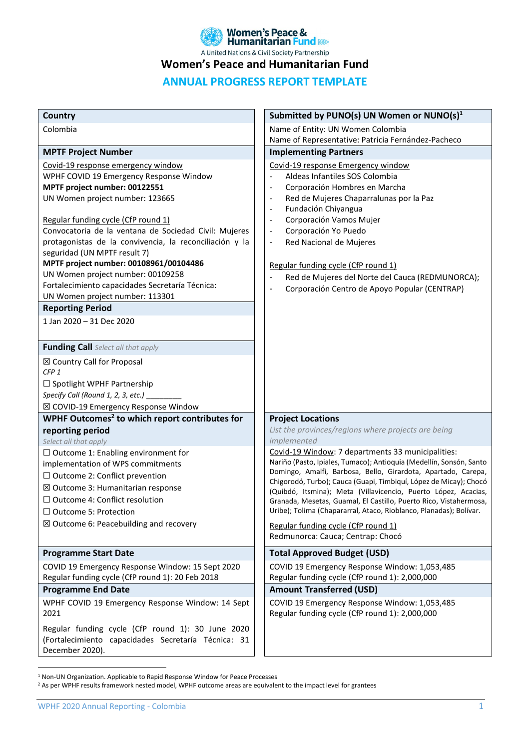Women's Peace & Humanitarian Fund

A United Nations & Civil Society Partnership

# Women's Peace and Humanitarian Fund

## ANNUAL PROGRESS REPORT TEMPLATE

**Country**

Colombia

**Submitted by PUNO(s) UN Women or NUNO(s)**[1]

Name of Entity: UN Women Colombia

Name of Representative: Patricia Fernández-Pacheco

**MPTF Project Number**

Covid-19 response emergency window

WPHF COVID 19 Emergency Response Window

**MPTF project number: 00122551**

UN Women project number: 123665

Regular funding cycle (CfP round 1)

Convocatoria de la ventana de Sociedad Civil: Mujeres protagonistas de la convivencia, la reconciliación y la seguridad (UN MPTF result 7)

**MPTF project number: 00108961/00104486**

UN Women project number: 00109258

Fortalecimiento capacidades Secretaría Técnica:

UN Women project number: 113301

**Implementing Partners**

Covid-19 response Emergency window

- Aldeas Infantiles SOS Colombia
- Corporación Hombres en Marcha
- Red de Mujeres Chaparralunas por la Paz
- Fundación Chiyangua
- Corporación Vamos Mujer
- Corporación Yo Puedo
- Red Nacional de Mujeres

Regular funding cycle (CfP round 1)

- Red de Mujeres del Norte del Cauca (REDMUNORCA);
- Corporación Centro de Apoyo Popular (CENTRAP)

**Reporting Period**

1 Jan 2020 – 31 Dec 2020

**Funding Call** *Select all that apply*

☒ Country Call for Proposal

*CFP 1*

☐ Spotlight WPHF Partnership

*Specify Call (Round 1, 2, 3, etc.) ________*

☒ COVID-19 Emergency Response Window

**WPHF Outcomes**[2] **to which report contributes for reporting period**

*Select all that apply*

☐ Outcome 1: Enabling environment for implementation of WPS commitments

☐ Outcome 2: Conflict prevention

☒ Outcome 3: Humanitarian response

☐ Outcome 4: Conflict resolution

☐ Outcome 5: Protection

☒ Outcome 6: Peacebuilding and recovery

**Project Locations**

*List the provinces/regions where projects are being implemented*

Covid-19 Window: 7 departments 33 municipalities: Nariño (Pasto, Ipiales, Tumaco); Antioquia (Medellín, Sonsón, Santo Domingo, Amalfi, Barbosa, Bello, Girardota, Apartado, Carepa, Chigorodó, Turbo); Cauca (Guapi, Timbiquí, López de Micay); Chocó (Quibdó, Itsmina); Meta (Villavicencio, Puerto López, Acacias, Granada, Mesetas, Guamal, El Castillo, Puerto Rico, Vistahermosa, Uribe); Tolima (Chapararral, Ataco, Rioblanco, Planadas); Bolívar.

Regular funding cycle (CfP round 1)

Redmunorca: Cauca; Centrap: Chocó

**Programme Start Date**

COVID 19 Emergency Response Window: 15 Sept 2020

Regular funding cycle (CfP round 1): 20 Feb 2018

**Total Approved Budget (USD)**

COVID 19 Emergency Response Window: 1,053,485

Regular funding cycle (CfP round 1): 2,000,000

**Programme End Date**

WPHF COVID 19 Emergency Response Window: 14 Sept 2021

Regular funding cycle (CfP round 1): 30 June 2020 (Fortalecimiento capacidades Secretaría Técnica: 31 December 2020).

**Amount Transferred (USD)**

COVID 19 Emergency Response Window: 1,053,485

Regular funding cycle (CfP round 1): 2,000,000

[1] Non-UN Organization. Applicable to Rapid Response Window for Peace Processes

[2] As per WPHF results framework nested model, WPHF outcome areas are equivalent to the impact level for grantees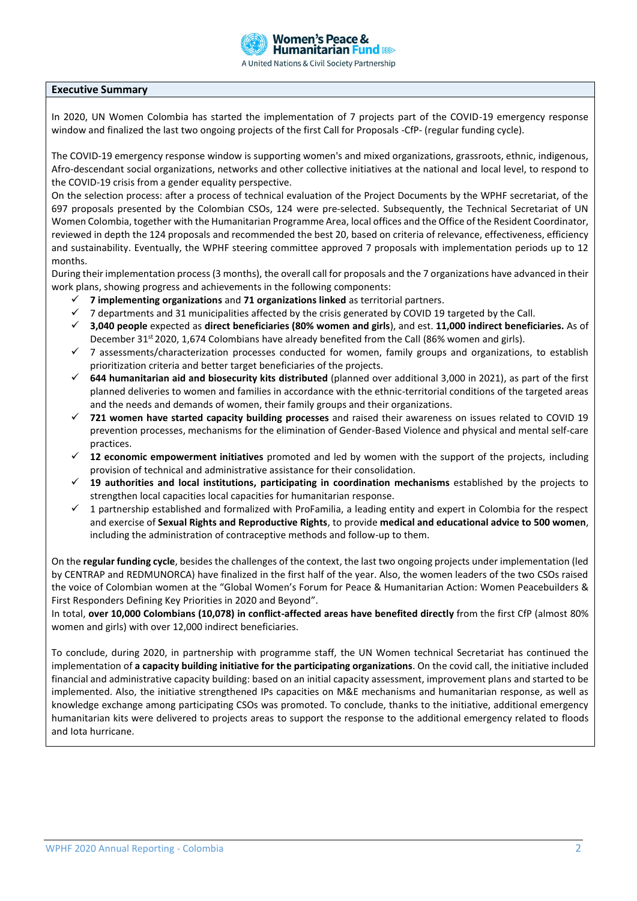## Executive Summary

In 2020, UN Women Colombia has started the implementation of 7 projects part of the COVID-19 emergency response window and finalized the last two ongoing projects of the first Call for Proposals -CfP- (regular funding cycle).

The COVID-19 emergency response window is supporting women's and mixed organizations, grassroots, ethnic, indigenous, Afro-descendant social organizations, networks and other collective initiatives at the national and local level, to respond to the COVID-19 crisis from a gender equality perspective.

On the selection process: after a process of technical evaluation of the Project Documents by the WPHF secretariat, of the 697 proposals presented by the Colombian CSOs, 124 were pre-selected. Subsequently, the Technical Secretariat of UN Women Colombia, together with the Humanitarian Programme Area, local offices and the Office of the Resident Coordinator, reviewed in depth the 124 proposals and recommended the best 20, based on criteria of relevance, effectiveness, efficiency and sustainability. Eventually, the WPHF steering committee approved 7 proposals with implementation periods up to 12 months.

During their implementation process (3 months), the overall call for proposals and the 7 organizations have advanced in their work plans, showing progress and achievements in the following components:

- ✓ **7 implementing organizations** and **71 organizations linked** as territorial partners.
- ✓ 7 departments and 31 municipalities affected by the crisis generated by COVID 19 targeted by the Call.
- ✓ **3,040 people** expected as **direct beneficiaries (80% women and girls**), and est. **11,000 indirect beneficiaries.** As of December 31st 2020, 1,674 Colombians have already benefited from the Call (86% women and girls).
- ✓ 7 assessments/characterization processes conducted for women, family groups and organizations, to establish prioritization criteria and better target beneficiaries of the projects.
- ✓ **644 humanitarian aid and biosecurity kits distributed** (planned over additional 3,000 in 2021), as part of the first planned deliveries to women and families in accordance with the ethnic-territorial conditions of the targeted areas and the needs and demands of women, their family groups and their organizations.
- ✓ **721 women have started capacity building processes** and raised their awareness on issues related to COVID 19 prevention processes, mechanisms for the elimination of Gender-Based Violence and physical and mental self-care practices.
- ✓ **12 economic empowerment initiatives** promoted and led by women with the support of the projects, including provision of technical and administrative assistance for their consolidation.
- ✓ **19 authorities and local institutions, participating in coordination mechanisms** established by the projects to strengthen local capacities local capacities for humanitarian response.
- ✓ 1 partnership established and formalized with ProFamilia, a leading entity and expert in Colombia for the respect and exercise of **Sexual Rights and Reproductive Rights**, to provide **medical and educational advice to 500 women**, including the administration of contraceptive methods and follow-up to them.

On the **regular funding cycle**, besides the challenges of the context, the last two ongoing projects under implementation (led by CENTRAP and REDMUNORCA) have finalized in the first half of the year. Also, the women leaders of the two CSOs raised the voice of Colombian women at the "Global Women's Forum for Peace & Humanitarian Action: Women Peacebuilders & First Responders Defining Key Priorities in 2020 and Beyond".

In total, **over 10,000 Colombians (10,078) in conflict-affected areas have benefited directly** from the first CfP (almost 80% women and girls) with over 12,000 indirect beneficiaries.

To conclude, during 2020, in partnership with programme staff, the UN Women technical Secretariat has continued the implementation of **a capacity building initiative for the participating organizations**. On the covid call, the initiative included financial and administrative capacity building: based on an initial capacity assessment, improvement plans and started to be implemented. Also, the initiative strengthened IPs capacities on M&E mechanisms and humanitarian response, as well as knowledge exchange among participating CSOs was promoted. To conclude, thanks to the initiative, additional emergency humanitarian kits were delivered to projects areas to support the response to the additional emergency related to floods and Iota hurricane.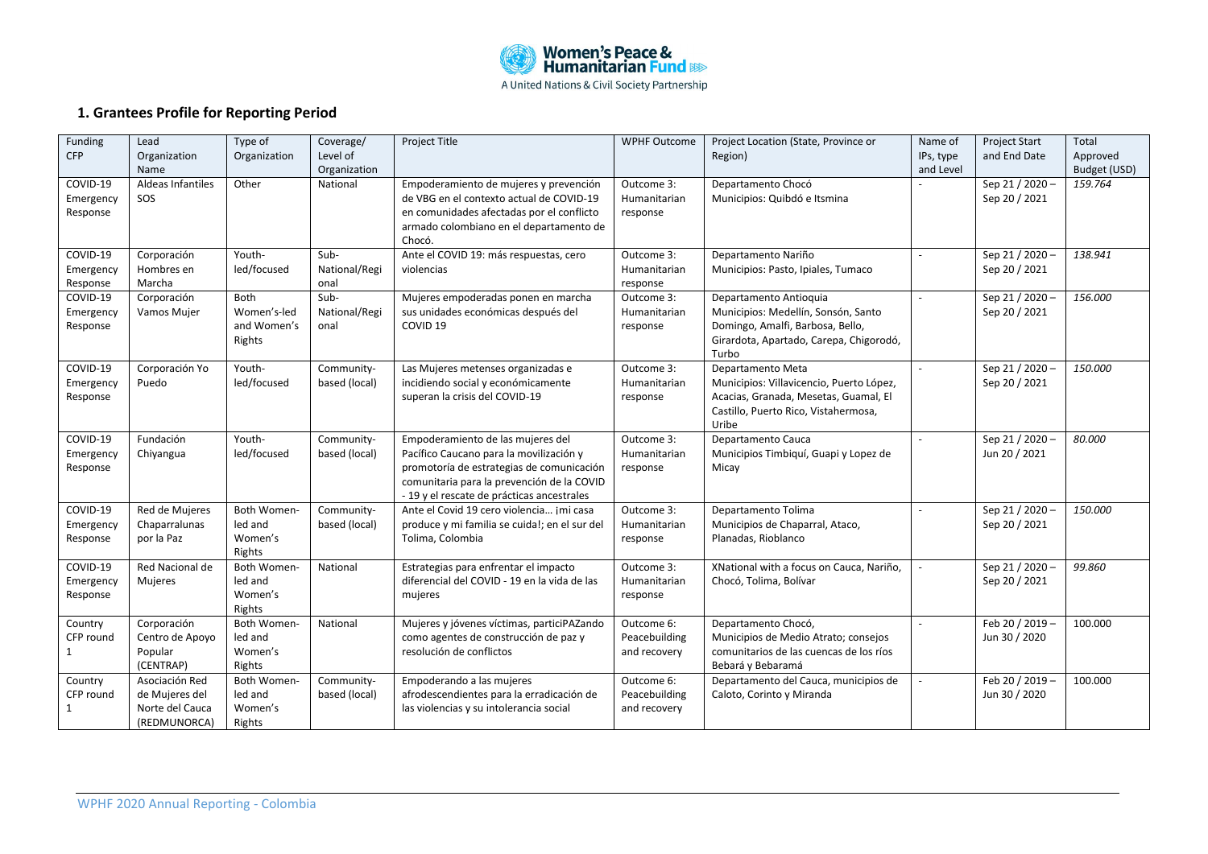## 1. Grantees Profile for Reporting Period

| Funding CFP | Lead Organization Name | Type of Organization | Coverage/ Level of Organization | Project Title | WPHF Outcome | Project Location (State, Province or Region) | Name of IPs, type and Level | Project Start and End Date | Total Approved Budget (USD) |
|---|---|---|---|---|---|---|---|---|---|
| COVID-19 Emergency Response | Aldeas Infantiles SOS | Other | National | Empoderamiento de mujeres y prevención de VBG en el contexto actual de COVID-19 en comunidades afectadas por el conflicto armado colombiano en el departamento de Chocó. | Outcome 3: Humanitarian response | Departamento Chocó Municipios: Quibdó e Itsmina | - | Sep 21 / 2020 – Sep 20 / 2021 | *159.764* |
| COVID-19 Emergency Response | Corporación Hombres en Marcha | Youth-led/focused | Sub-National/Regional | Ante el COVID 19: más respuestas, cero violencias | Outcome 3: Humanitarian response | Departamento Nariño Municipios: Pasto, Ipiales, Tumaco | - | Sep 21 / 2020 – Sep 20 / 2021 | *138.941* |
| COVID-19 Emergency Response | Corporación Vamos Mujer | Both Women's-led and Women's Rights | Sub-National/Regional | Mujeres empoderadas ponen en marcha sus unidades económicas después del COVID 19 | Outcome 3: Humanitarian response | Departamento Antioquia Municipios: Medellín, Sonsón, Santo Domingo, Amalfi, Barbosa, Bello, Girardota, Apartado, Carepa, Chigorodó, Turbo | - | Sep 21 / 2020 – Sep 20 / 2021 | *156.000* |
| COVID-19 Emergency Response | Corporación Yo Puedo | Youth-led/focused | Community-based (local) | Las Mujeres metenses organizadas e incidiendo social y económicamente superan la crisis del COVID-19 | Outcome 3: Humanitarian response | Departamento Meta Municipios: Villavicencio, Puerto López, Acacias, Granada, Mesetas, Guamal, El Castillo, Puerto Rico, Vistahermosa, Uribe | - | Sep 21 / 2020 – Sep 20 / 2021 | *150.000* |
| COVID-19 Emergency Response | Fundación Chiyangua | Youth-led/focused | Community-based (local) | Empoderamiento de las mujeres del Pacífico Caucano para la movilización y promotoría de estrategias de comunicación comunitaria para la prevención de la COVID - 19 y el rescate de prácticas ancestrales | Outcome 3: Humanitarian response | Departamento Cauca Municipios Timbiquí, Guapi y Lopez de Micay | - | Sep 21 / 2020 – Jun 20 / 2021 | *80.000* |
| COVID-19 Emergency Response | Red de Mujeres Chaparralunas por la Paz | Both Women-led and Women's Rights | Community-based (local) | Ante el Covid 19 cero violencia… ¡mi casa produce y mi familia se cuida!; en el sur del Tolima, Colombia | Outcome 3: Humanitarian response | Departamento Tolima Municipios de Chaparral, Ataco, Planadas, Rioblanco | - | Sep 21 / 2020 – Sep 20 / 2021 | *150.000* |
| COVID-19 Emergency Response | Red Nacional de Mujeres | Both Women-led and Women's Rights | National | Estrategias para enfrentar el impacto diferencial del COVID - 19 en la vida de las mujeres | Outcome 3: Humanitarian response | XNational with a focus on Cauca, Nariño, Chocó, Tolima, Bolívar | - | Sep 21 / 2020 – Sep 20 / 2021 | *99.860* |
| Country CFP round 1 | Corporación Centro de Apoyo Popular (CENTRAP) | Both Women-led and Women's Rights | National | Mujeres y jóvenes víctimas, particiPAZando como agentes de construcción de paz y resolución de conflictos | Outcome 6: Peacebuilding and recovery | Departamento Chocó, Municipios de Medio Atrato; consejos comunitarios de las cuencas de los ríos Bebará y Bebaramá | - | Feb 20 / 2019 – Jun 30 / 2020 | 100.000 |
| Country CFP round 1 | Asociación Red de Mujeres del Norte del Cauca (REDMUNORCA) | Both Women-led and Women's Rights | Community-based (local) | Empoderando a las mujeres afrodescendientes para la erradicación de las violencias y su intolerancia social | Outcome 6: Peacebuilding and recovery | Departamento del Cauca, municipios de Caloto, Corinto y Miranda | - | Feb 20 / 2019 – Jun 30 / 2020 | 100.000 |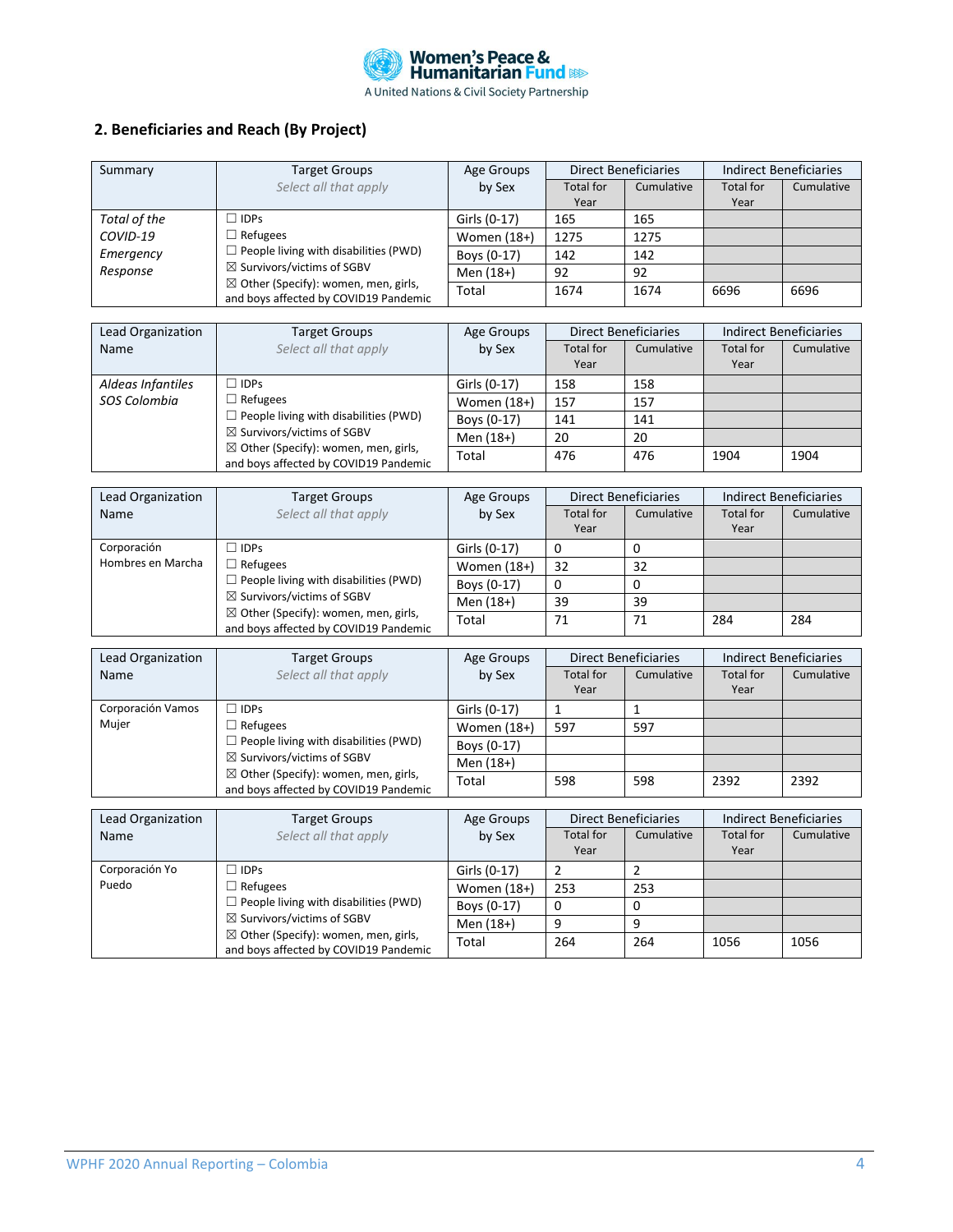## 2. Beneficiaries and Reach (By Project)

| Summary | Target Groups *Select all that apply* | Age Groups by Sex | Direct Beneficiaries | | Indirect Beneficiaries | |
|---|---|---|---|---|---|---|
| | | | Total for Year | Cumulative | Total for Year | Cumulative |
| *Total of the COVID-19 Emergency Response* | ☐ IDPs<br>☐ Refugees<br>☐ People living with disabilities (PWD)<br>☒ Survivors/victims of SGBV<br>☒ Other (Specify): women, men, girls, and boys affected by COVID19 Pandemic | Girls (0-17) | 165 | 165 | | |
| | | Women (18+) | 1275 | 1275 | | |
| | | Boys (0-17) | 142 | 142 | | |
| | | Men (18+) | 92 | 92 | | |
| | | Total | 1674 | 1674 | 6696 | 6696 |

| Lead Organization Name | Target Groups *Select all that apply* | Age Groups by Sex | Direct Beneficiaries | | Indirect Beneficiaries | |
|---|---|---|---|---|---|---|
| | | | Total for Year | Cumulative | Total for Year | Cumulative |
| *Aldeas Infantiles SOS Colombia* | ☐ IDPs<br>☐ Refugees<br>☐ People living with disabilities (PWD)<br>☒ Survivors/victims of SGBV<br>☒ Other (Specify): women, men, girls, and boys affected by COVID19 Pandemic | Girls (0-17) | 158 | 158 | | |
| | | Women (18+) | 157 | 157 | | |
| | | Boys (0-17) | 141 | 141 | | |
| | | Men (18+) | 20 | 20 | | |
| | | Total | 476 | 476 | 1904 | 1904 |

| Lead Organization Name | Target Groups *Select all that apply* | Age Groups by Sex | Direct Beneficiaries | | Indirect Beneficiaries | |
|---|---|---|---|---|---|---|
| | | | Total for Year | Cumulative | Total for Year | Cumulative |
| Corporación Hombres en Marcha | ☐ IDPs<br>☐ Refugees<br>☐ People living with disabilities (PWD)<br>☒ Survivors/victims of SGBV<br>☒ Other (Specify): women, men, girls, and boys affected by COVID19 Pandemic | Girls (0-17) | 0 | 0 | | |
| | | Women (18+) | 32 | 32 | | |
| | | Boys (0-17) | 0 | 0 | | |
| | | Men (18+) | 39 | 39 | | |
| | | Total | 71 | 71 | 284 | 284 |

| Lead Organization Name | Target Groups *Select all that apply* | Age Groups by Sex | Direct Beneficiaries | | Indirect Beneficiaries | |
|---|---|---|---|---|---|---|
| | | | Total for Year | Cumulative | Total for Year | Cumulative |
| Corporación Vamos Mujer | ☐ IDPs<br>☐ Refugees<br>☐ People living with disabilities (PWD)<br>☒ Survivors/victims of SGBV<br>☒ Other (Specify): women, men, girls, and boys affected by COVID19 Pandemic | Girls (0-17) | 1 | 1 | | |
| | | Women (18+) | 597 | 597 | | |
| | | Boys (0-17) | | | | |
| | | Men (18+) | | | | |
| | | Total | 598 | 598 | 2392 | 2392 |

| Lead Organization Name | Target Groups *Select all that apply* | Age Groups by Sex | Direct Beneficiaries | | Indirect Beneficiaries | |
|---|---|---|---|---|---|---|
| | | | Total for Year | Cumulative | Total for Year | Cumulative |
| Corporación Yo Puedo | ☐ IDPs<br>☐ Refugees<br>☐ People living with disabilities (PWD)<br>☒ Survivors/victims of SGBV<br>☒ Other (Specify): women, men, girls, and boys affected by COVID19 Pandemic | Girls (0-17) | 2 | 2 | | |
| | | Women (18+) | 253 | 253 | | |
| | | Boys (0-17) | 0 | 0 | | |
| | | Men (18+) | 9 | 9 | | |
| | | Total | 264 | 264 | 1056 | 1056 |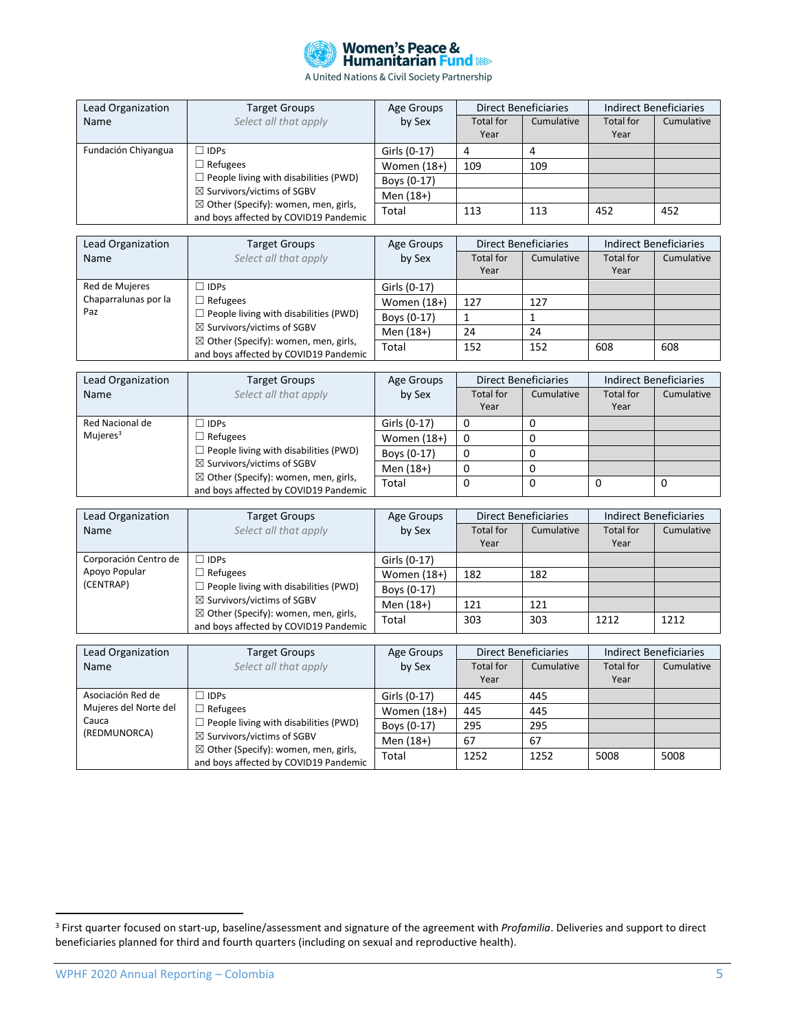| Lead Organization Name | Target Groups *Select all that apply* | Age Groups by Sex | Direct Beneficiaries | | Indirect Beneficiaries | |
|---|---|---|---|---|---|---|
| | | | Total for Year | Cumulative | Total for Year | Cumulative |
| Fundación Chiyangua | ☐ IDPs<br>☐ Refugees<br>☐ People living with disabilities (PWD)<br>☒ Survivors/victims of SGBV<br>☒ Other (Specify): women, men, girls, and boys affected by COVID19 Pandemic | Girls (0-17) | 4 | 4 | | |
| | | Women (18+) | 109 | 109 | | |
| | | Boys (0-17) | | | | |
| | | Men (18+) | | | | |
| | | Total | 113 | 113 | 452 | 452 |

| Lead Organization Name | Target Groups *Select all that apply* | Age Groups by Sex | Direct Beneficiaries | | Indirect Beneficiaries | |
|---|---|---|---|---|---|---|
| | | | Total for Year | Cumulative | Total for Year | Cumulative |
| Red de Mujeres Chaparralunas por la Paz | ☐ IDPs<br>☐ Refugees<br>☐ People living with disabilities (PWD)<br>☒ Survivors/victims of SGBV<br>☒ Other (Specify): women, men, girls, and boys affected by COVID19 Pandemic | Girls (0-17) | | | | |
| | | Women (18+) | 127 | 127 | | |
| | | Boys (0-17) | 1 | 1 | | |
| | | Men (18+) | 24 | 24 | | |
| | | Total | 152 | 152 | 608 | 608 |

| Lead Organization Name | Target Groups *Select all that apply* | Age Groups by Sex | Direct Beneficiaries | | Indirect Beneficiaries | |
|---|---|---|---|---|---|---|
| | | | Total for Year | Cumulative | Total for Year | Cumulative |
| Red Nacional de Mujeres[3] | ☐ IDPs<br>☐ Refugees<br>☐ People living with disabilities (PWD)<br>☒ Survivors/victims of SGBV<br>☒ Other (Specify): women, men, girls, and boys affected by COVID19 Pandemic | Girls (0-17) | 0 | 0 | | |
| | | Women (18+) | 0 | 0 | | |
| | | Boys (0-17) | 0 | 0 | | |
| | | Men (18+) | 0 | 0 | | |
| | | Total | 0 | 0 | 0 | 0 |

| Lead Organization Name | Target Groups *Select all that apply* | Age Groups by Sex | Direct Beneficiaries | | Indirect Beneficiaries | |
|---|---|---|---|---|---|---|
| | | | Total for Year | Cumulative | Total for Year | Cumulative |
| Corporación Centro de Apoyo Popular (CENTRAP) | ☐ IDPs<br>☐ Refugees<br>☐ People living with disabilities (PWD)<br>☒ Survivors/victims of SGBV<br>☒ Other (Specify): women, men, girls, and boys affected by COVID19 Pandemic | Girls (0-17) | | | | |
| | | Women (18+) | 182 | 182 | | |
| | | Boys (0-17) | | | | |
| | | Men (18+) | 121 | 121 | | |
| | | Total | 303 | 303 | 1212 | 1212 |

| Lead Organization Name | Target Groups *Select all that apply* | Age Groups by Sex | Direct Beneficiaries | | Indirect Beneficiaries | |
|---|---|---|---|---|---|---|
| | | | Total for Year | Cumulative | Total for Year | Cumulative |
| Asociación Red de Mujeres del Norte del Cauca (REDMUNORCA) | ☐ IDPs<br>☐ Refugees<br>☐ People living with disabilities (PWD)<br>☒ Survivors/victims of SGBV<br>☒ Other (Specify): women, men, girls, and boys affected by COVID19 Pandemic | Girls (0-17) | 445 | 445 | | |
| | | Women (18+) | 445 | 445 | | |
| | | Boys (0-17) | 295 | 295 | | |
| | | Men (18+) | 67 | 67 | | |
| | | Total | 1252 | 1252 | 5008 | 5008 |

[3] First quarter focused on start-up, baseline/assessment and signature of the agreement with *Profamilia*. Deliveries and support to direct beneficiaries planned for third and fourth quarters (including on sexual and reproductive health).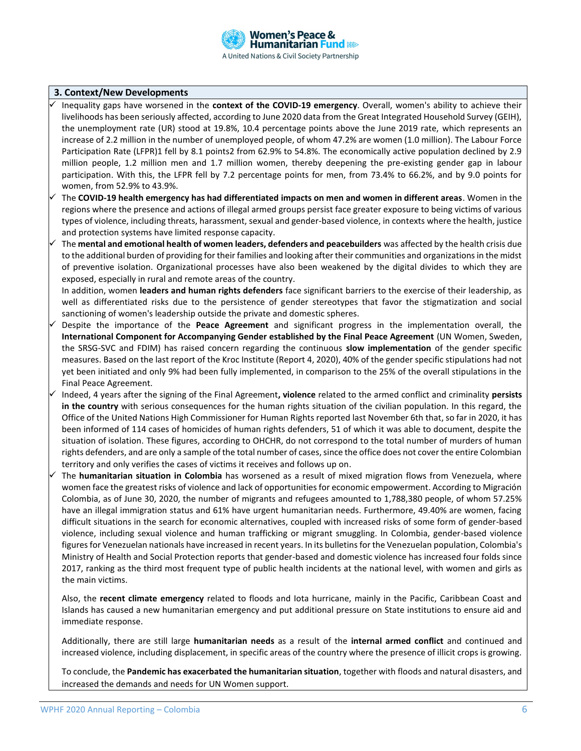## 3. Context/New Developments

- ✓ Inequality gaps have worsened in the **context of the COVID-19 emergency**. Overall, women's ability to achieve their livelihoods has been seriously affected, according to June 2020 data from the Great Integrated Household Survey (GEIH), the unemployment rate (UR) stood at 19.8%, 10.4 percentage points above the June 2019 rate, which represents an increase of 2.2 million in the number of unemployed people, of whom 47.2% are women (1.0 million). The Labour Force Participation Rate (LFPR)1 fell by 8.1 points2 from 62.9% to 54.8%. The economically active population declined by 2.9 million people, 1.2 million men and 1.7 million women, thereby deepening the pre-existing gender gap in labour participation. With this, the LFPR fell by 7.2 percentage points for men, from 73.4% to 66.2%, and by 9.0 points for women, from 52.9% to 43.9%.
- ✓ The **COVID-19 health emergency has had differentiated impacts on men and women in different areas**. Women in the regions where the presence and actions of illegal armed groups persist face greater exposure to being victims of various types of violence, including threats, harassment, sexual and gender-based violence, in contexts where the health, justice and protection systems have limited response capacity.
- ✓ The **mental and emotional health of women leaders, defenders and peacebuilders** was affected by the health crisis due to the additional burden of providing for their families and looking after their communities and organizations in the midst of preventive isolation. Organizational processes have also been weakened by the digital divides to which they are exposed, especially in rural and remote areas of the country.

  In addition, women **leaders and human rights defenders** face significant barriers to the exercise of their leadership, as well as differentiated risks due to the persistence of gender stereotypes that favor the stigmatization and social sanctioning of women's leadership outside the private and domestic spheres.
- ✓ Despite the importance of the **Peace Agreement** and significant progress in the implementation overall, the **International Component for Accompanying Gender established by the Final Peace Agreement** (UN Women, Sweden, the SRSG-SVC and FDIM) has raised concern regarding the continuous **slow implementation** of the gender specific measures. Based on the last report of the Kroc Institute (Report 4, 2020), 40% of the gender specific stipulations had not yet been initiated and only 9% had been fully implemented, in comparison to the 25% of the overall stipulations in the Final Peace Agreement.
- ✓ Indeed, 4 years after the signing of the Final Agreement**, violence** related to the armed conflict and criminality **persists in the country** with serious consequences for the human rights situation of the civilian population. In this regard, the Office of the United Nations High Commissioner for Human Rights reported last November 6th that, so far in 2020, it has been informed of 114 cases of homicides of human rights defenders, 51 of which it was able to document, despite the situation of isolation. These figures, according to OHCHR, do not correspond to the total number of murders of human rights defenders, and are only a sample of the total number of cases, since the office does not cover the entire Colombian territory and only verifies the cases of victims it receives and follows up on.
- ✓ The **humanitarian situation in Colombia** has worsened as a result of mixed migration flows from Venezuela, where women face the greatest risks of violence and lack of opportunities for economic empowerment. According to Migración Colombia, as of June 30, 2020, the number of migrants and refugees amounted to 1,788,380 people, of whom 57.25% have an illegal immigration status and 61% have urgent humanitarian needs. Furthermore, 49.40% are women, facing difficult situations in the search for economic alternatives, coupled with increased risks of some form of gender-based violence, including sexual violence and human trafficking or migrant smuggling. In Colombia, gender-based violence figures for Venezuelan nationals have increased in recent years. In its bulletins for the Venezuelan population, Colombia's Ministry of Health and Social Protection reports that gender-based and domestic violence has increased four folds since 2017, ranking as the third most frequent type of public health incidents at the national level, with women and girls as the main victims.

  Also, the **recent climate emergency** related to floods and Iota hurricane, mainly in the Pacific, Caribbean Coast and Islands has caused a new humanitarian emergency and put additional pressure on State institutions to ensure aid and immediate response.

  Additionally, there are still large **humanitarian needs** as a result of the **internal armed conflict** and continued and increased violence, including displacement, in specific areas of the country where the presence of illicit crops is growing.

  To conclude, the **Pandemic has exacerbated the humanitarian situation**, together with floods and natural disasters, and increased the demands and needs for UN Women support.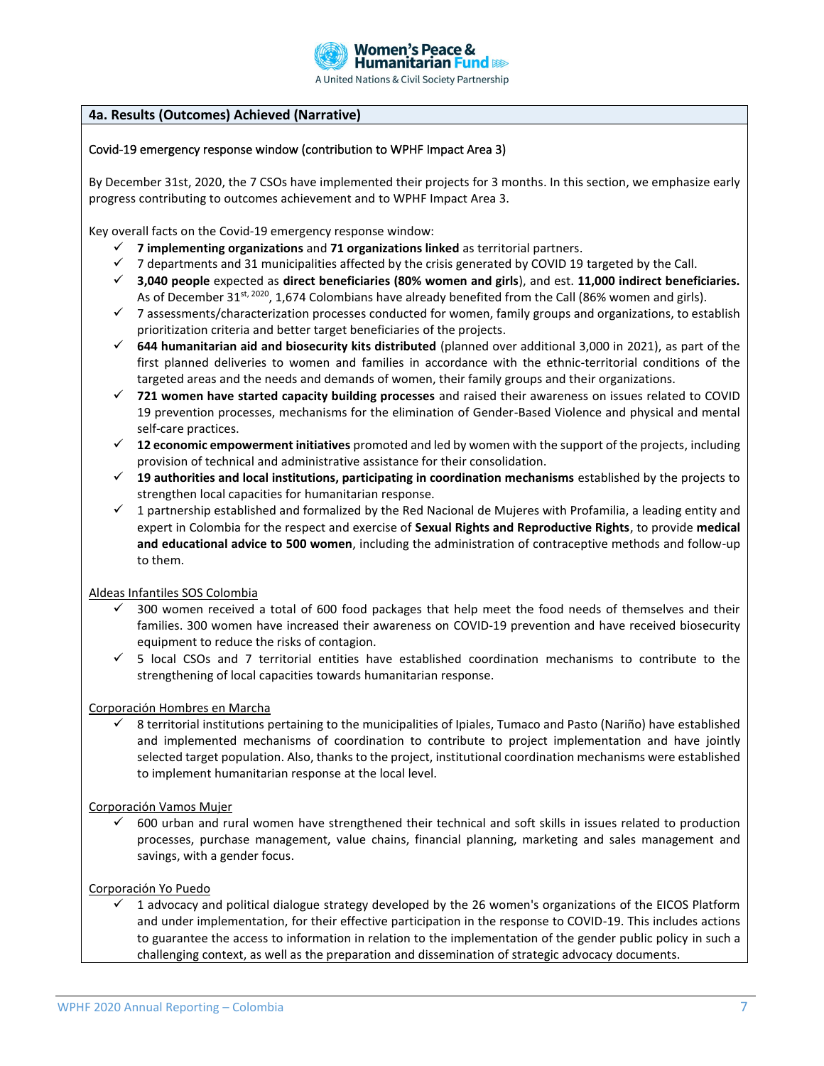## 4a. Results (Outcomes) Achieved (Narrative)

Covid-19 emergency response window (contribution to WPHF Impact Area 3)

By December 31st, 2020, the 7 CSOs have implemented their projects for 3 months. In this section, we emphasize early progress contributing to outcomes achievement and to WPHF Impact Area 3.

Key overall facts on the Covid-19 emergency response window:

- ✓ **7 implementing organizations** and **71 organizations linked** as territorial partners.
- ✓ 7 departments and 31 municipalities affected by the crisis generated by COVID 19 targeted by the Call.
- ✓ **3,040 people** expected as **direct beneficiaries (80% women and girls**), and est. **11,000 indirect beneficiaries.** As of December 31st, 2020, 1,674 Colombians have already benefited from the Call (86% women and girls).
- ✓ 7 assessments/characterization processes conducted for women, family groups and organizations, to establish prioritization criteria and better target beneficiaries of the projects.
- ✓ **644 humanitarian aid and biosecurity kits distributed** (planned over additional 3,000 in 2021), as part of the first planned deliveries to women and families in accordance with the ethnic-territorial conditions of the targeted areas and the needs and demands of women, their family groups and their organizations.
- ✓ **721 women have started capacity building processes** and raised their awareness on issues related to COVID 19 prevention processes, mechanisms for the elimination of Gender-Based Violence and physical and mental self-care practices.
- ✓ **12 economic empowerment initiatives** promoted and led by women with the support of the projects, including provision of technical and administrative assistance for their consolidation.
- ✓ **19 authorities and local institutions, participating in coordination mechanisms** established by the projects to strengthen local capacities for humanitarian response.
- ✓ 1 partnership established and formalized by the Red Nacional de Mujeres with Profamilia, a leading entity and expert in Colombia for the respect and exercise of **Sexual Rights and Reproductive Rights**, to provide **medical and educational advice to 500 women**, including the administration of contraceptive methods and follow-up to them.

Aldeas Infantiles SOS Colombia

- ✓ 300 women received a total of 600 food packages that help meet the food needs of themselves and their families. 300 women have increased their awareness on COVID-19 prevention and have received biosecurity equipment to reduce the risks of contagion.
- ✓ 5 local CSOs and 7 territorial entities have established coordination mechanisms to contribute to the strengthening of local capacities towards humanitarian response.

Corporación Hombres en Marcha

- ✓ 8 territorial institutions pertaining to the municipalities of Ipiales, Tumaco and Pasto (Nariño) have established and implemented mechanisms of coordination to contribute to project implementation and have jointly selected target population. Also, thanks to the project, institutional coordination mechanisms were established to implement humanitarian response at the local level.

Corporación Vamos Mujer

- ✓ 600 urban and rural women have strengthened their technical and soft skills in issues related to production processes, purchase management, value chains, financial planning, marketing and sales management and savings, with a gender focus.

Corporación Yo Puedo

- ✓ 1 advocacy and political dialogue strategy developed by the 26 women's organizations of the EICOS Platform and under implementation, for their effective participation in the response to COVID-19. This includes actions to guarantee the access to information in relation to the implementation of the gender public policy in such a challenging context, as well as the preparation and dissemination of strategic advocacy documents.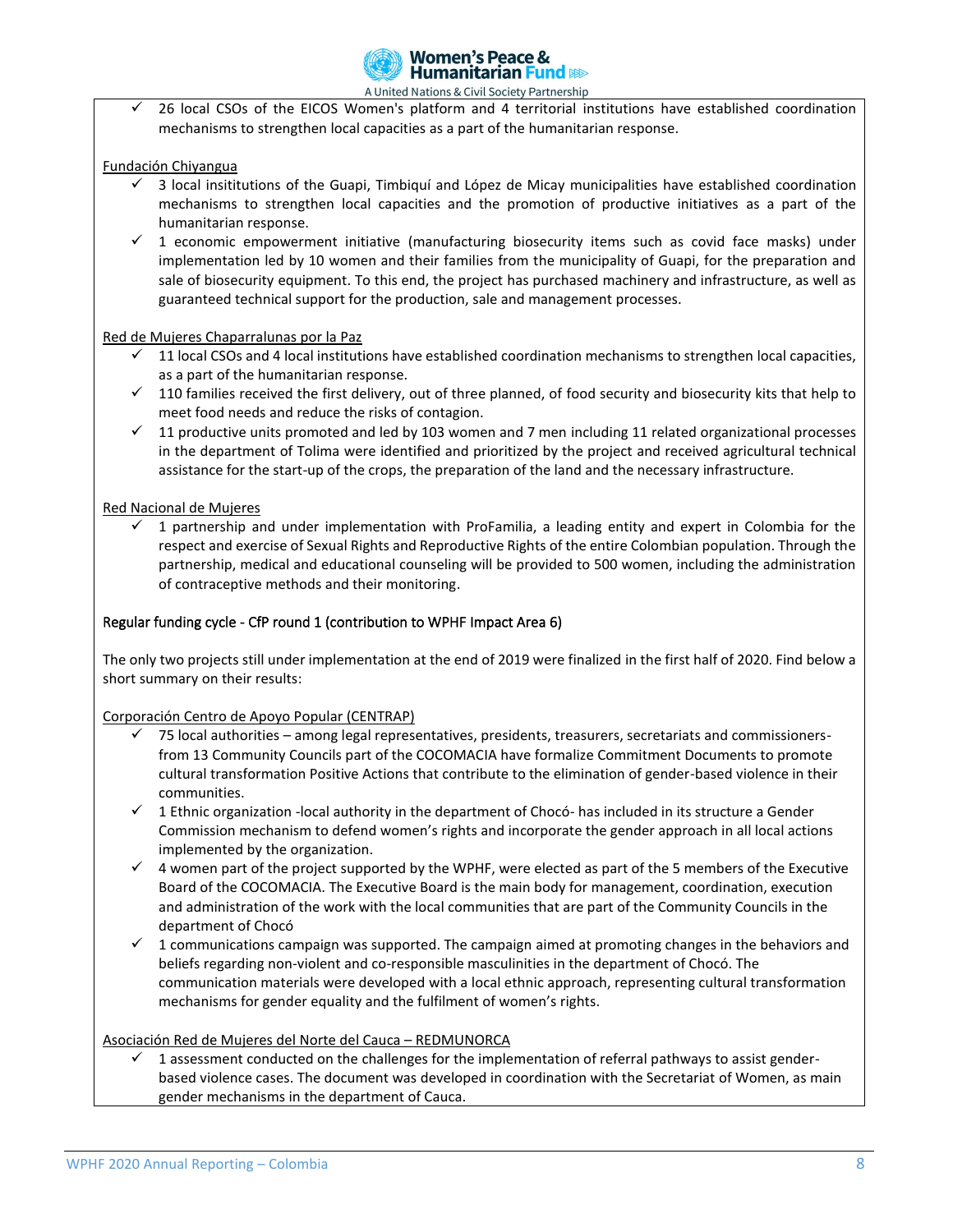- ✓ 26 local CSOs of the EICOS Women's platform and 4 territorial institutions have established coordination mechanisms to strengthen local capacities as a part of the humanitarian response.

Fundación Chiyangua

- ✓ 3 local insititutions of the Guapi, Timbiquí and López de Micay municipalities have established coordination mechanisms to strengthen local capacities and the promotion of productive initiatives as a part of the humanitarian response.
- ✓ 1 economic empowerment initiative (manufacturing biosecurity items such as covid face masks) under implementation led by 10 women and their families from the municipality of Guapi, for the preparation and sale of biosecurity equipment. To this end, the project has purchased machinery and infrastructure, as well as guaranteed technical support for the production, sale and management processes.

Red de Mujeres Chaparralunas por la Paz

- ✓ 11 local CSOs and 4 local institutions have established coordination mechanisms to strengthen local capacities, as a part of the humanitarian response.
- ✓ 110 families received the first delivery, out of three planned, of food security and biosecurity kits that help to meet food needs and reduce the risks of contagion.
- ✓ 11 productive units promoted and led by 103 women and 7 men including 11 related organizational processes in the department of Tolima were identified and prioritized by the project and received agricultural technical assistance for the start-up of the crops, the preparation of the land and the necessary infrastructure.

Red Nacional de Mujeres

- ✓ 1 partnership and under implementation with ProFamilia, a leading entity and expert in Colombia for the respect and exercise of Sexual Rights and Reproductive Rights of the entire Colombian population. Through the partnership, medical and educational counseling will be provided to 500 women, including the administration of contraceptive methods and their monitoring.

Regular funding cycle - CfP round 1 (contribution to WPHF Impact Area 6)

The only two projects still under implementation at the end of 2019 were finalized in the first half of 2020. Find below a short summary on their results:

Corporación Centro de Apoyo Popular (CENTRAP)

- ✓ 75 local authorities – among legal representatives, presidents, treasurers, secretariats and commissioners- from 13 Community Councils part of the COCOMACIA have formalize Commitment Documents to promote cultural transformation Positive Actions that contribute to the elimination of gender-based violence in their communities.
- ✓ 1 Ethnic organization -local authority in the department of Chocó- has included in its structure a Gender Commission mechanism to defend women's rights and incorporate the gender approach in all local actions implemented by the organization.
- ✓ 4 women part of the project supported by the WPHF, were elected as part of the 5 members of the Executive Board of the COCOMACIA. The Executive Board is the main body for management, coordination, execution and administration of the work with the local communities that are part of the Community Councils in the department of Chocó
- ✓ 1 communications campaign was supported. The campaign aimed at promoting changes in the behaviors and beliefs regarding non-violent and co-responsible masculinities in the department of Chocó. The communication materials were developed with a local ethnic approach, representing cultural transformation mechanisms for gender equality and the fulfilment of women's rights.

Asociación Red de Mujeres del Norte del Cauca – REDMUNORCA

- ✓ 1 assessment conducted on the challenges for the implementation of referral pathways to assist gender-based violence cases. The document was developed in coordination with the Secretariat of Women, as main gender mechanisms in the department of Cauca.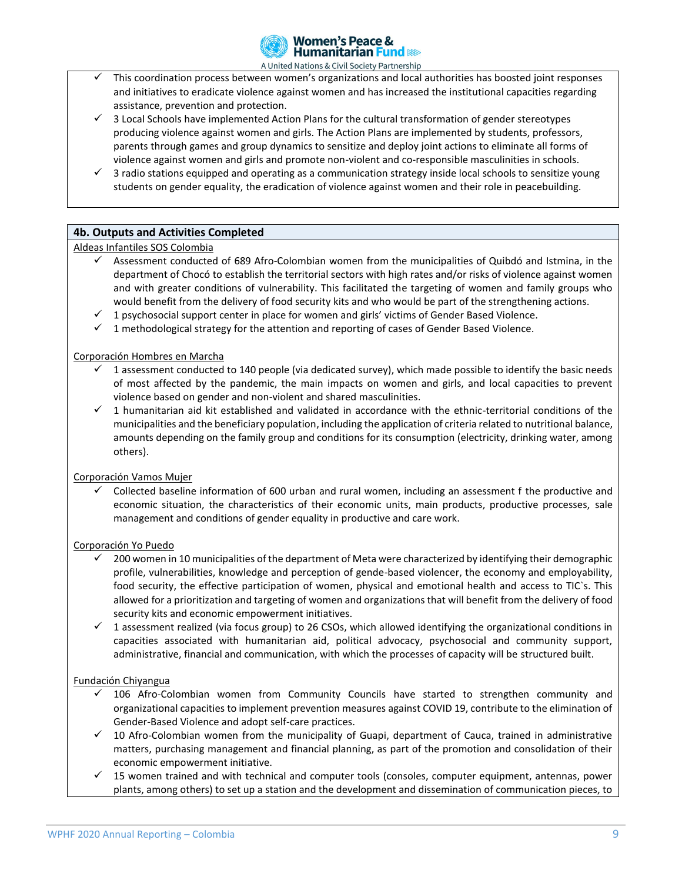- ✓ This coordination process between women's organizations and local authorities has boosted joint responses and initiatives to eradicate violence against women and has increased the institutional capacities regarding assistance, prevention and protection.
- ✓ 3 Local Schools have implemented Action Plans for the cultural transformation of gender stereotypes producing violence against women and girls. The Action Plans are implemented by students, professors, parents through games and group dynamics to sensitize and deploy joint actions to eliminate all forms of violence against women and girls and promote non-violent and co-responsible masculinities in schools.
- ✓ 3 radio stations equipped and operating as a communication strategy inside local schools to sensitize young students on gender equality, the eradication of violence against women and their role in peacebuilding.

## 4b. Outputs and Activities Completed

Aldeas Infantiles SOS Colombia

- ✓ Assessment conducted of 689 Afro-Colombian women from the municipalities of Quibdó and Istmina, in the department of Chocó to establish the territorial sectors with high rates and/or risks of violence against women and with greater conditions of vulnerability. This facilitated the targeting of women and family groups who would benefit from the delivery of food security kits and who would be part of the strengthening actions.
- ✓ 1 psychosocial support center in place for women and girls' victims of Gender Based Violence.
- ✓ 1 methodological strategy for the attention and reporting of cases of Gender Based Violence.

Corporación Hombres en Marcha

- ✓ 1 assessment conducted to 140 people (via dedicated survey), which made possible to identify the basic needs of most affected by the pandemic, the main impacts on women and girls, and local capacities to prevent violence based on gender and non-violent and shared masculinities.
- ✓ 1 humanitarian aid kit established and validated in accordance with the ethnic-territorial conditions of the municipalities and the beneficiary population, including the application of criteria related to nutritional balance, amounts depending on the family group and conditions for its consumption (electricity, drinking water, among others).

Corporación Vamos Mujer

- ✓ Collected baseline information of 600 urban and rural women, including an assessment f the productive and economic situation, the characteristics of their economic units, main products, productive processes, sale management and conditions of gender equality in productive and care work.

Corporación Yo Puedo

- ✓ 200 women in 10 municipalities of the department of Meta were characterized by identifying their demographic profile, vulnerabilities, knowledge and perception of gende-based violencer, the economy and employability, food security, the effective participation of women, physical and emotional health and access to TIC`s. This allowed for a prioritization and targeting of women and organizations that will benefit from the delivery of food security kits and economic empowerment initiatives.
- ✓ 1 assessment realized (via focus group) to 26 CSOs, which allowed identifying the organizational conditions in capacities associated with humanitarian aid, political advocacy, psychosocial and community support, administrative, financial and communication, with which the processes of capacity will be structured built.

Fundación Chiyangua

- ✓ 106 Afro-Colombian women from Community Councils have started to strengthen community and organizational capacities to implement prevention measures against COVID 19, contribute to the elimination of Gender-Based Violence and adopt self-care practices.
- ✓ 10 Afro-Colombian women from the municipality of Guapi, department of Cauca, trained in administrative matters, purchasing management and financial planning, as part of the promotion and consolidation of their economic empowerment initiative.
- ✓ 15 women trained and with technical and computer tools (consoles, computer equipment, antennas, power plants, among others) to set up a station and the development and dissemination of communication pieces, to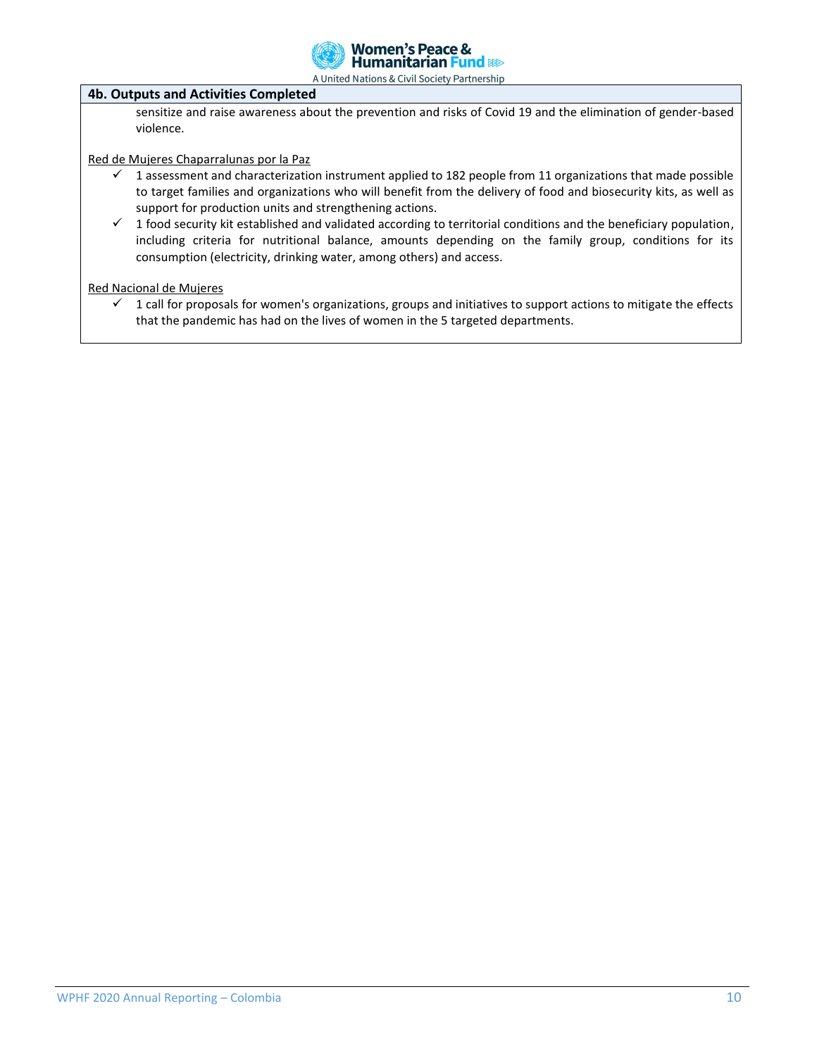**4b. Outputs and Activities Completed**

sensitize and raise awareness about the prevention and risks of Covid 19 and the elimination of gender-based violence.

Red de Mujeres Chaparralunas por la Paz

- ✓ 1 assessment and characterization instrument applied to 182 people from 11 organizations that made possible to target families and organizations who will benefit from the delivery of food and biosecurity kits, as well as support for production units and strengthening actions.
- ✓ 1 food security kit established and validated according to territorial conditions and the beneficiary population, including criteria for nutritional balance, amounts depending on the family group, conditions for its consumption (electricity, drinking water, among others) and access.

Red Nacional de Mujeres

- ✓ 1 call for proposals for women's organizations, groups and initiatives to support actions to mitigate the effects that the pandemic has had on the lives of women in the 5 targeted departments.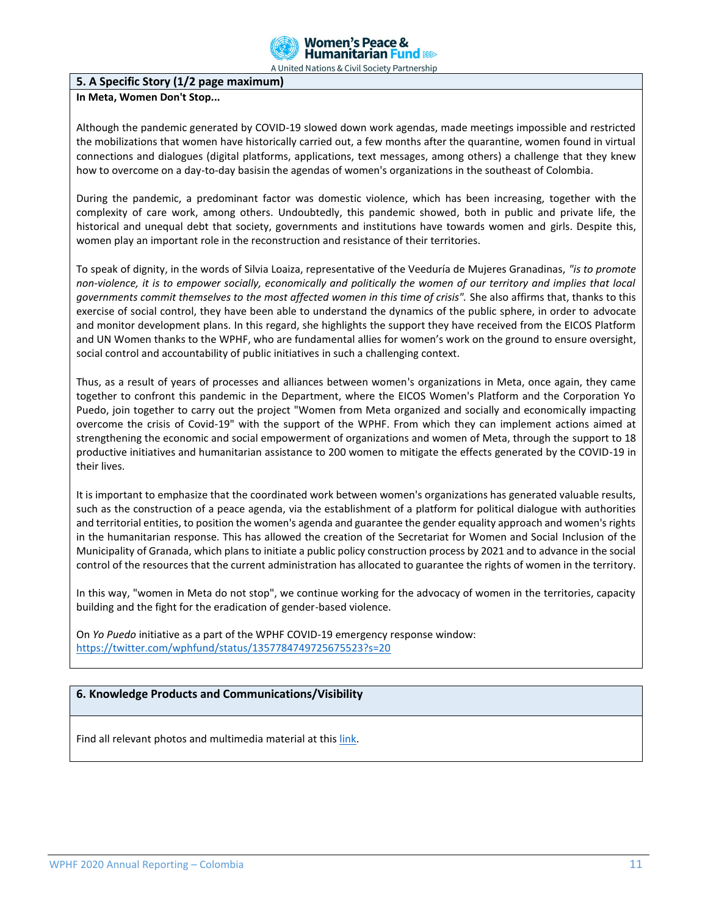## 5. A Specific Story (1/2 page maximum)

**In Meta, Women Don't Stop...**

Although the pandemic generated by COVID-19 slowed down work agendas, made meetings impossible and restricted the mobilizations that women have historically carried out, a few months after the quarantine, women found in virtual connections and dialogues (digital platforms, applications, text messages, among others) a challenge that they knew how to overcome on a day-to-day basisin the agendas of women's organizations in the southeast of Colombia.

During the pandemic, a predominant factor was domestic violence, which has been increasing, together with the complexity of care work, among others. Undoubtedly, this pandemic showed, both in public and private life, the historical and unequal debt that society, governments and institutions have towards women and girls. Despite this, women play an important role in the reconstruction and resistance of their territories.

To speak of dignity, in the words of Silvia Loaiza, representative of the Veeduría de Mujeres Granadinas, *"is to promote non-violence, it is to empower socially, economically and politically the women of our territory and implies that local governments commit themselves to the most affected women in this time of crisis".* She also affirms that, thanks to this exercise of social control, they have been able to understand the dynamics of the public sphere, in order to advocate and monitor development plans. In this regard, she highlights the support they have received from the EICOS Platform and UN Women thanks to the WPHF, who are fundamental allies for women's work on the ground to ensure oversight, social control and accountability of public initiatives in such a challenging context.

Thus, as a result of years of processes and alliances between women's organizations in Meta, once again, they came together to confront this pandemic in the Department, where the EICOS Women's Platform and the Corporation Yo Puedo, join together to carry out the project "Women from Meta organized and socially and economically impacting overcome the crisis of Covid-19" with the support of the WPHF. From which they can implement actions aimed at strengthening the economic and social empowerment of organizations and women of Meta, through the support to 18 productive initiatives and humanitarian assistance to 200 women to mitigate the effects generated by the COVID-19 in their lives.

It is important to emphasize that the coordinated work between women's organizations has generated valuable results, such as the construction of a peace agenda, via the establishment of a platform for political dialogue with authorities and territorial entities, to position the women's agenda and guarantee the gender equality approach and women's rights in the humanitarian response. This has allowed the creation of the Secretariat for Women and Social Inclusion of the Municipality of Granada, which plans to initiate a public policy construction process by 2021 and to advance in the social control of the resources that the current administration has allocated to guarantee the rights of women in the territory.

In this way, "women in Meta do not stop", we continue working for the advocacy of women in the territories, capacity building and the fight for the eradication of gender-based violence.

On *Yo Puedo* initiative as a part of the WPHF COVID-19 emergency response window: [https://twitter.com/wphfund/status/1357784749725675523?s=20](https://twitter.com/wphfund/status/1357784749725675523?s=20)

## 6. Knowledge Products and Communications/Visibility

Find all relevant photos and multimedia material at this link.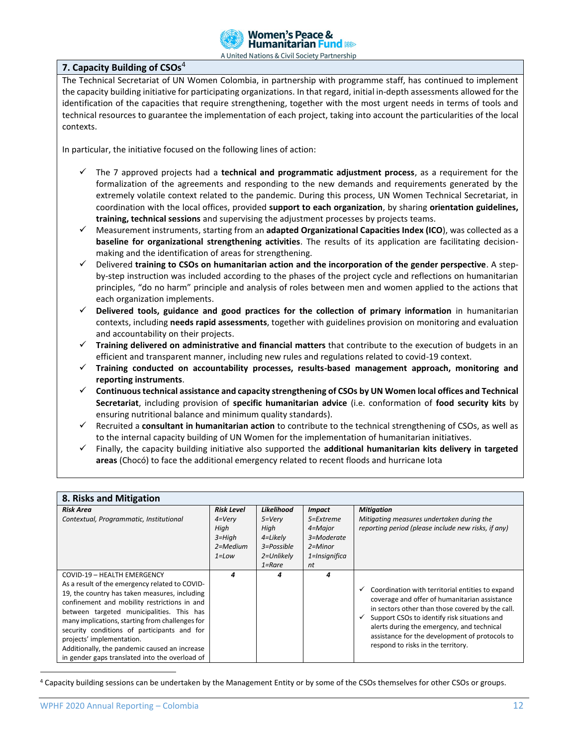## 7. Capacity Building of CSOs[4]

The Technical Secretariat of UN Women Colombia, in partnership with programme staff, has continued to implement the capacity building initiative for participating organizations. In that regard, initial in-depth assessments allowed for the identification of the capacities that require strengthening, together with the most urgent needs in terms of tools and technical resources to guarantee the implementation of each project, taking into account the particularities of the local contexts.

In particular, the initiative focused on the following lines of action:

- ✓ The 7 approved projects had a **technical and programmatic adjustment process**, as a requirement for the formalization of the agreements and responding to the new demands and requirements generated by the extremely volatile context related to the pandemic. During this process, UN Women Technical Secretariat, in coordination with the local offices, provided **support to each organization**, by sharing **orientation guidelines, training, technical sessions** and supervising the adjustment processes by projects teams.
- ✓ Measurement instruments, starting from an **adapted Organizational Capacities Index (ICO**), was collected as a **baseline for organizational strengthening activities**. The results of its application are facilitating decision-making and the identification of areas for strengthening.
- ✓ Delivered **training to CSOs on humanitarian action and the incorporation of the gender perspective**. A step-by-step instruction was included according to the phases of the project cycle and reflections on humanitarian principles, "do no harm" principle and analysis of roles between men and women applied to the actions that each organization implements.
- ✓ **Delivered tools, guidance and good practices for the collection of primary information** in humanitarian contexts, including **needs rapid assessments**, together with guidelines provision on monitoring and evaluation and accountability on their projects.
- ✓ **Training delivered on administrative and financial matters** that contribute to the execution of budgets in an efficient and transparent manner, including new rules and regulations related to covid-19 context.
- ✓ **Training conducted on accountability processes, results-based management approach, monitoring and reporting instruments**.
- ✓ **Continuous technical assistance and capacity strengthening of CSOs by UN Women local offices and Technical Secretariat**, including provision of **specific humanitarian advice** (i.e. conformation of **food security kits** by ensuring nutritional balance and minimum quality standards).
- ✓ Recruited a **consultant in humanitarian action** to contribute to the technical strengthening of CSOs, as well as to the internal capacity building of UN Women for the implementation of humanitarian initiatives.
- ✓ Finally, the capacity building initiative also supported the **additional humanitarian kits delivery in targeted areas** (Chocó) to face the additional emergency related to recent floods and hurricane Iota

## 8. Risks and Mitigation

| ***Risk Area*** *Contextual, Programmatic, Institutional* | ***Risk Level*** *4=Very High 3=High 2=Medium 1=Low* | ***Likelihood*** *5=Very High 4=Likely 3=Possible 2=Unlikely 1=Rare* | ***Impact*** *5=Extreme 4=Major 3=Moderate 2=Minor 1=Insignificant* | ***Mitigation*** *Mitigating measures undertaken during the reporting period (please include new risks, if any)* |
|---|---|---|---|---|
| COVID-19 – HEALTH EMERGENCY<br>As a result of the emergency related to COVID-19, the country has taken measures, including confinement and mobility restrictions in and between targeted municipalities. This has many implications, starting from challenges for security conditions of participants and for projects' implementation.<br>Additionally, the pandemic caused an increase in gender gaps translated into the overload of | *4* | *4* | *4* | ✓ Coordination with territorial entities to expand coverage and offer of humanitarian assistance in sectors other than those covered by the call.<br>✓ Support CSOs to identify risk situations and alerts during the emergency, and technical assistance for the development of protocols to respond to risks in the territory. |

[4] Capacity building sessions can be undertaken by the Management Entity or by some of the CSOs themselves for other CSOs or groups.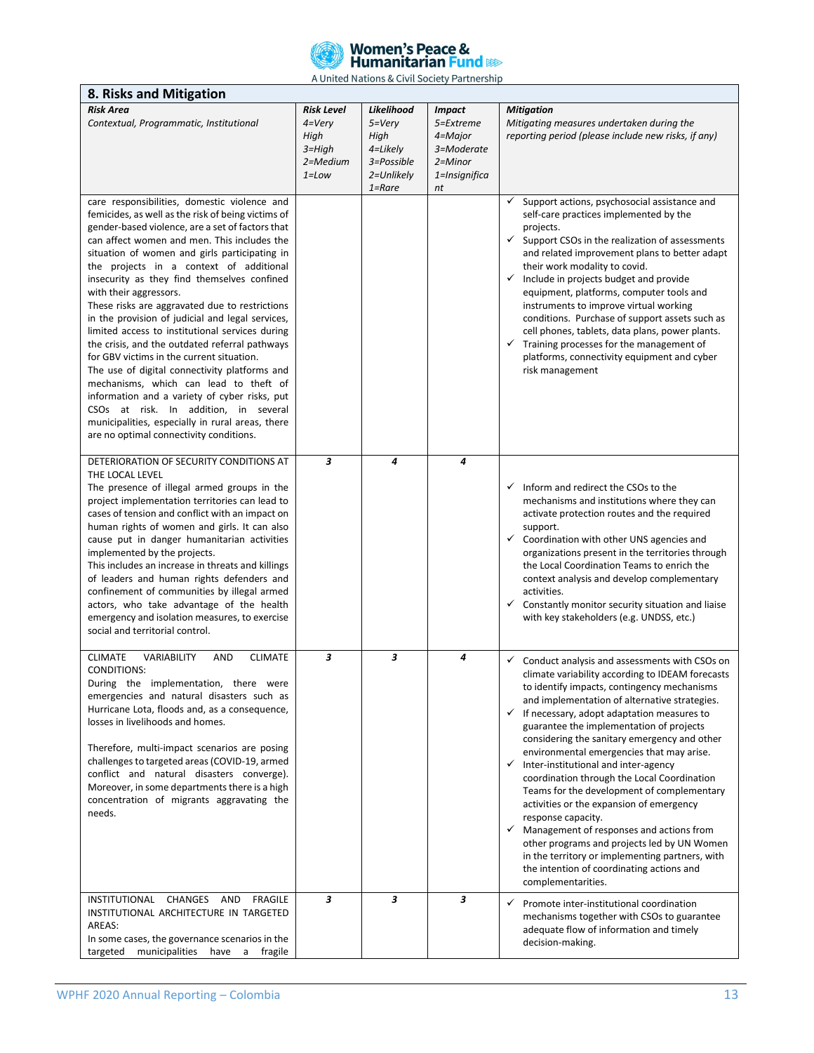## 8. Risks and Mitigation

| ***Risk Area*** *Contextual, Programmatic, Institutional* | ***Risk Level*** *4=Very High 3=High 2=Medium 1=Low* | ***Likelihood*** *5=Very High 4=Likely 3=Possible 2=Unlikely 1=Rare* | ***Impact*** *5=Extreme 4=Major 3=Moderate 2=Minor 1=Insignificant* | ***Mitigation*** *Mitigating measures undertaken during the reporting period (please include new risks, if any)* |
|---|---|---|---|---|
| care responsibilities, domestic violence and femicides, as well as the risk of being victims of gender-based violence, are a set of factors that can affect women and men. This includes the situation of women and girls participating in the projects in a context of additional insecurity as they find themselves confined with their aggressors.<br>These risks are aggravated due to restrictions in the provision of judicial and legal services, limited access to institutional services during the crisis, and the outdated referral pathways for GBV victims in the current situation.<br>The use of digital connectivity platforms and mechanisms, which can lead to theft of information and a variety of cyber risks, put CSOs at risk. In addition, in several municipalities, especially in rural areas, there are no optimal connectivity conditions. | | | | ✓ Support actions, psychosocial assistance and self-care practices implemented by the projects.<br>✓ Support CSOs in the realization of assessments and related improvement plans to better adapt their work modality to covid.<br>✓ Include in projects budget and provide equipment, platforms, computer tools and instruments to improve virtual working conditions. Purchase of support assets such as cell phones, tablets, data plans, power plants.<br>✓ Training processes for the management of platforms, connectivity equipment and cyber risk management |
| DETERIORATION OF SECURITY CONDITIONS AT THE LOCAL LEVEL<br>The presence of illegal armed groups in the project implementation territories can lead to cases of tension and conflict with an impact on human rights of women and girls. It can also cause put in danger humanitarian activities implemented by the projects.<br>This includes an increase in threats and killings of leaders and human rights defenders and confinement of communities by illegal armed actors, who take advantage of the health emergency and isolation measures, to exercise social and territorial control. | ***3*** | ***4*** | ***4*** | ✓ Inform and redirect the CSOs to the mechanisms and institutions where they can activate protection routes and the required support.<br>✓ Coordination with other UNS agencies and organizations present in the territories through the Local Coordination Teams to enrich the context analysis and develop complementary activities.<br>✓ Constantly monitor security situation and liaise with key stakeholders (e.g. UNDSS, etc.) |
| CLIMATE VARIABILITY AND CLIMATE CONDITIONS:<br>During the implementation, there were emergencies and natural disasters such as Hurricane Lota, floods and, as a consequence, losses in livelihoods and homes.<br><br>Therefore, multi-impact scenarios are posing challenges to targeted areas (COVID-19, armed conflict and natural disasters converge). Moreover, in some departments there is a high concentration of migrants aggravating the needs. | ***3*** | ***3*** | ***4*** | ✓ Conduct analysis and assessments with CSOs on climate variability according to IDEAM forecasts to identify impacts, contingency mechanisms and implementation of alternative strategies.<br>✓ If necessary, adopt adaptation measures to guarantee the implementation of projects considering the sanitary emergency and other environmental emergencies that may arise.<br>✓ Inter-institutional and inter-agency coordination through the Local Coordination Teams for the development of complementary activities or the expansion of emergency response capacity.<br>✓ Management of responses and actions from other programs and projects led by UN Women in the territory or implementing partners, with the intention of coordinating actions and complementarities. |
| INSTITUTIONAL CHANGES AND FRAGILE INSTITUTIONAL ARCHITECTURE IN TARGETED AREAS:<br>In some cases, the governance scenarios in the targeted municipalities have a fragile | ***3*** | ***3*** | ***3*** | ✓ Promote inter-institutional coordination mechanisms together with CSOs to guarantee adequate flow of information and timely decision-making. |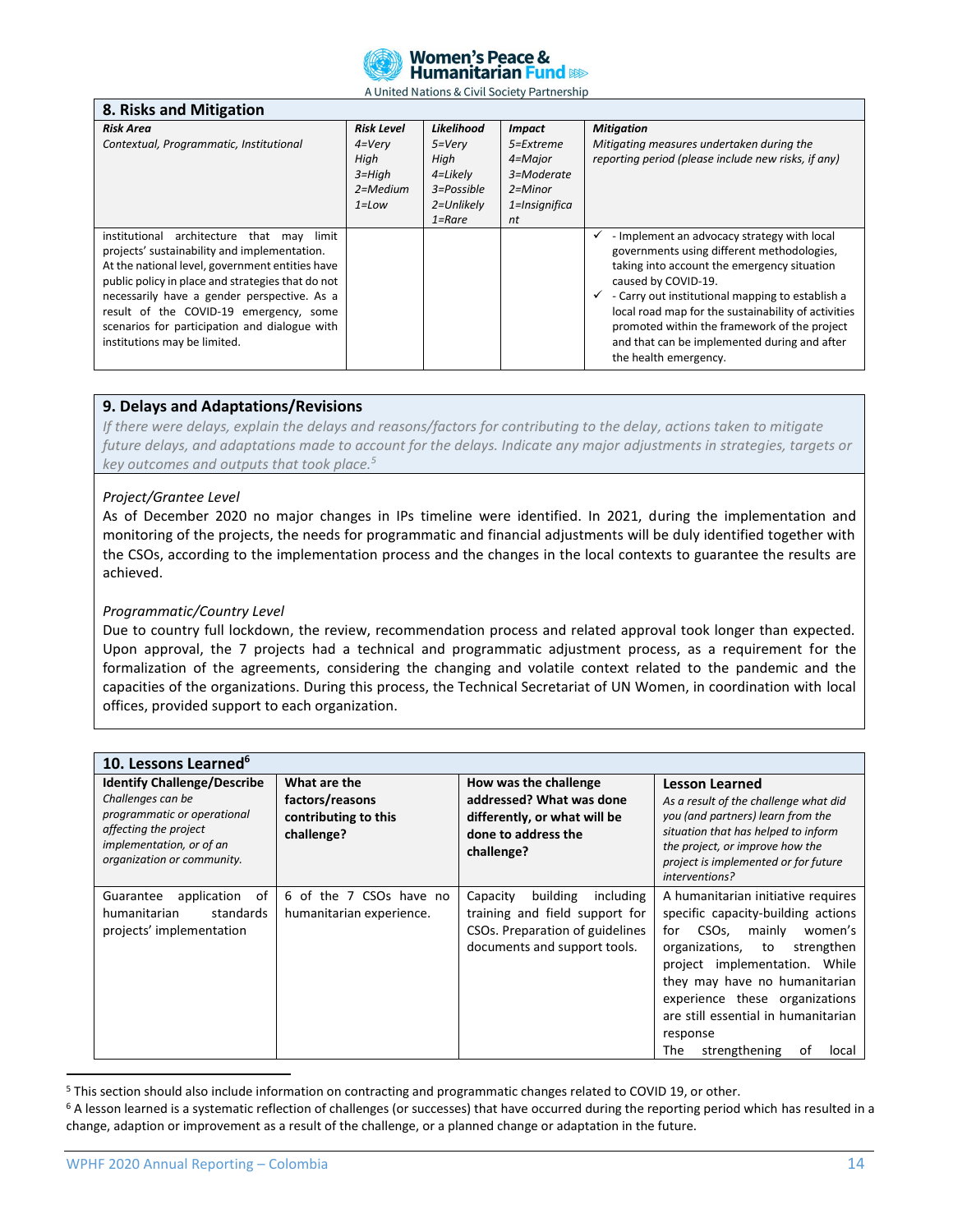## 8. Risks and Mitigation

| *Risk Area*<br>*Contextual, Programmatic, Institutional* | *Risk Level*<br>*4=Very High*<br>*3=High*<br>*2=Medium*<br>*1=Low* | *Likelihood*<br>*5=Very High*<br>*4=Likely*<br>*3=Possible*<br>*2=Unlikely*<br>*1=Rare* | *Impact*<br>*5=Extreme*<br>*4=Major*<br>*3=Moderate*<br>*2=Minor*<br>*1=Insignificant* | *Mitigation*<br>*Mitigating measures undertaken during the reporting period (please include new risks, if any)* |
|---|---|---|---|---|
| institutional architecture that may limit projects' sustainability and implementation. At the national level, government entities have public policy in place and strategies that do not necessarily have a gender perspective. As a result of the COVID-19 emergency, some scenarios for participation and dialogue with institutions may be limited. | | | | ✓ - Implement an advocacy strategy with local governments using different methodologies, taking into account the emergency situation caused by COVID-19.<br>✓ - Carry out institutional mapping to establish a local road map for the sustainability of activities promoted within the framework of the project and that can be implemented during and after the health emergency. |

## 9. Delays and Adaptations/Revisions

*If there were delays, explain the delays and reasons/factors for contributing to the delay, actions taken to mitigate future delays, and adaptations made to account for the delays. Indicate any major adjustments in strategies, targets or key outcomes and outputs that took place.[5]*

*Project/Grantee Level*

As of December 2020 no major changes in IPs timeline were identified. In 2021, during the implementation and monitoring of the projects, the needs for programmatic and financial adjustments will be duly identified together with the CSOs, according to the implementation process and the changes in the local contexts to guarantee the results are achieved.

*Programmatic/Country Level*

Due to country full lockdown, the review, recommendation process and related approval took longer than expected. Upon approval, the 7 projects had a technical and programmatic adjustment process, as a requirement for the formalization of the agreements, considering the changing and volatile context related to the pandemic and the capacities of the organizations. During this process, the Technical Secretariat of UN Women, in coordination with local offices, provided support to each organization.

## 10. Lessons Learned[6]

| **Identify Challenge/Describe**<br>*Challenges can be programmatic or operational affecting the project implementation, or of an organization or community.* | **What are the factors/reasons contributing to this challenge?** | **How was the challenge addressed? What was done differently, or what will be done to address the challenge?** | **Lesson Learned**<br>*As a result of the challenge what did you (and partners) learn from the situation that has helped to inform the project, or improve how the project is implemented or for future interventions?* |
|---|---|---|---|
| Guarantee application of humanitarian standards projects' implementation | 6 of the 7 CSOs have no humanitarian experience. | Capacity building including training and field support for CSOs. Preparation of guidelines documents and support tools. | A humanitarian initiative requires specific capacity-building actions for CSOs, mainly women's organizations, to strengthen project implementation. While they may have no humanitarian experience these organizations are still essential in humanitarian response<br>The strengthening of local |

[5] This section should also include information on contracting and programmatic changes related to COVID 19, or other.

[6] A lesson learned is a systematic reflection of challenges (or successes) that have occurred during the reporting period which has resulted in a change, adaption or improvement as a result of the challenge, or a planned change or adaptation in the future.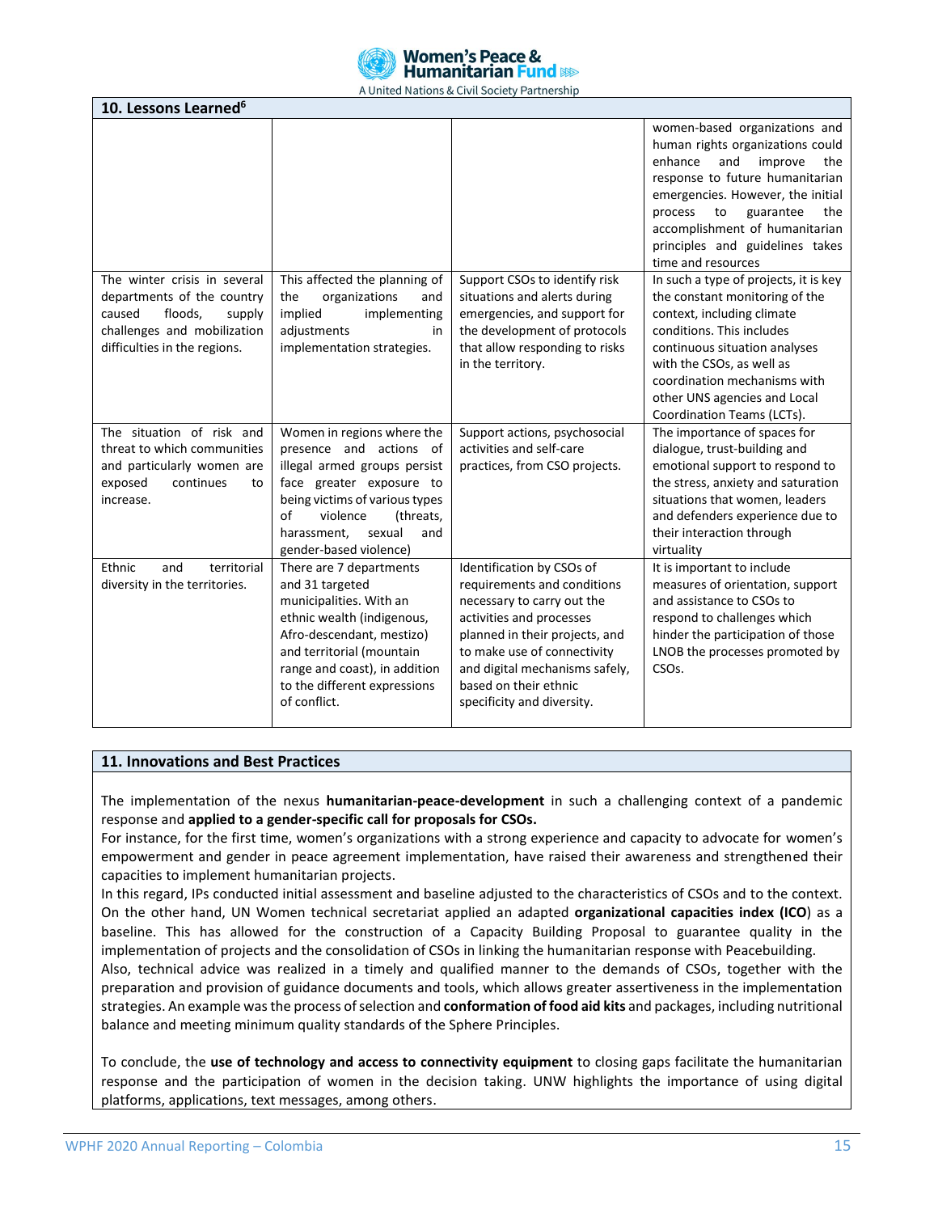## 10. Lessons Learned[6]

| | | | |
|---|---|---|---|
| | | | women-based organizations and human rights organizations could enhance and improve the response to future humanitarian emergencies. However, the initial process to guarantee the accomplishment of humanitarian principles and guidelines takes time and resources |
| The winter crisis in several departments of the country caused floods, supply challenges and mobilization difficulties in the regions. | This affected the planning of the organizations and implied implementing adjustments in implementation strategies. | Support CSOs to identify risk situations and alerts during emergencies, and support for the development of protocols that allow responding to risks in the territory. | In such a type of projects, it is key the constant monitoring of the context, including climate conditions. This includes continuous situation analyses with the CSOs, as well as coordination mechanisms with other UNS agencies and Local Coordination Teams (LCTs). |
| The situation of risk and threat to which communities and particularly women are exposed continues to increase. | Women in regions where the presence and actions of illegal armed groups persist face greater exposure to being victims of various types of violence (threats, harassment, sexual and gender-based violence) | Support actions, psychosocial activities and self-care practices, from CSO projects. | The importance of spaces for dialogue, trust-building and emotional support to respond to the stress, anxiety and saturation situations that women, leaders and defenders experience due to their interaction through virtuality |
| Ethnic and territorial diversity in the territories. | There are 7 departments and 31 targeted municipalities. With an ethnic wealth (indigenous, Afro-descendant, mestizo) and territorial (mountain range and coast), in addition to the different expressions of conflict. | Identification by CSOs of requirements and conditions necessary to carry out the activities and processes planned in their projects, and to make use of connectivity and digital mechanisms safely, based on their ethnic specificity and diversity. | It is important to include measures of orientation, support and assistance to CSOs to respond to challenges which hinder the participation of those LNOB the processes promoted by CSOs. |

## 11. Innovations and Best Practices

The implementation of the nexus **humanitarian-peace-development** in such a challenging context of a pandemic response and **applied to a gender-specific call for proposals for CSOs.**

For instance, for the first time, women's organizations with a strong experience and capacity to advocate for women's empowerment and gender in peace agreement implementation, have raised their awareness and strengthened their capacities to implement humanitarian projects.

In this regard, IPs conducted initial assessment and baseline adjusted to the characteristics of CSOs and to the context. On the other hand, UN Women technical secretariat applied an adapted **organizational capacities index (ICO**) as a baseline. This has allowed for the construction of a Capacity Building Proposal to guarantee quality in the implementation of projects and the consolidation of CSOs in linking the humanitarian response with Peacebuilding.

Also, technical advice was realized in a timely and qualified manner to the demands of CSOs, together with the preparation and provision of guidance documents and tools, which allows greater assertiveness in the implementation strategies. An example was the process of selection and **conformation of food aid kits** and packages, including nutritional balance and meeting minimum quality standards of the Sphere Principles.

To conclude, the **use of technology and access to connectivity equipment** to closing gaps facilitate the humanitarian response and the participation of women in the decision taking. UNW highlights the importance of using digital platforms, applications, text messages, among others.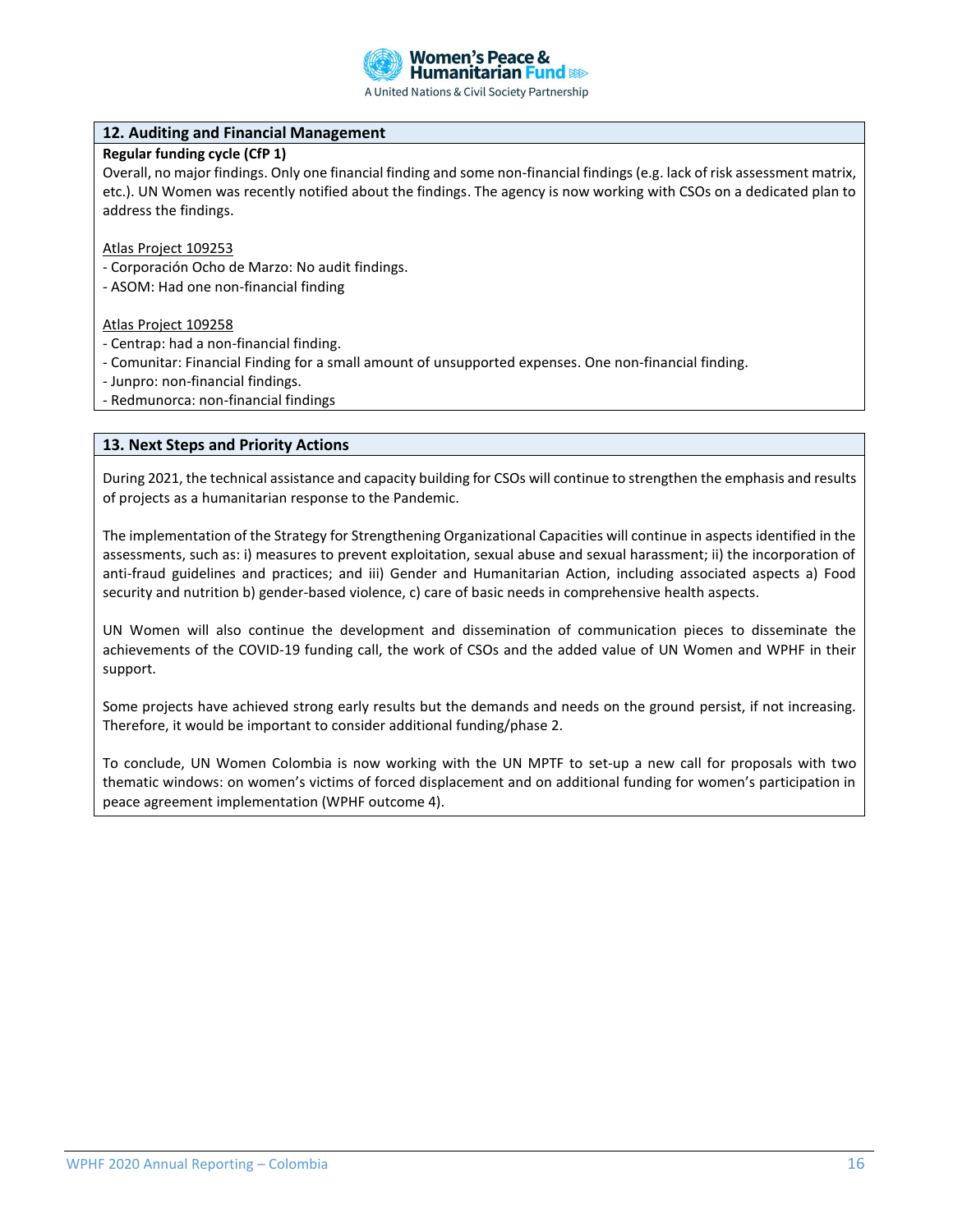## 12. Auditing and Financial Management

**Regular funding cycle (CfP 1)**

Overall, no major findings. Only one financial finding and some non-financial findings (e.g. lack of risk assessment matrix, etc.). UN Women was recently notified about the findings. The agency is now working with CSOs on a dedicated plan to address the findings.

Atlas Project 109253

- Corporación Ocho de Marzo: No audit findings.
- ASOM: Had one non-financial finding

Atlas Project 109258

- Centrap: had a non-financial finding.
- Comunitar: Financial Finding for a small amount of unsupported expenses. One non-financial finding.
- Junpro: non-financial findings.
- Redmunorca: non-financial findings

## 13. Next Steps and Priority Actions

During 2021, the technical assistance and capacity building for CSOs will continue to strengthen the emphasis and results of projects as a humanitarian response to the Pandemic.

The implementation of the Strategy for Strengthening Organizational Capacities will continue in aspects identified in the assessments, such as: i) measures to prevent exploitation, sexual abuse and sexual harassment; ii) the incorporation of anti-fraud guidelines and practices; and iii) Gender and Humanitarian Action, including associated aspects a) Food security and nutrition b) gender-based violence, c) care of basic needs in comprehensive health aspects.

UN Women will also continue the development and dissemination of communication pieces to disseminate the achievements of the COVID-19 funding call, the work of CSOs and the added value of UN Women and WPHF in their support.

Some projects have achieved strong early results but the demands and needs on the ground persist, if not increasing. Therefore, it would be important to consider additional funding/phase 2.

To conclude, UN Women Colombia is now working with the UN MPTF to set-up a new call for proposals with two thematic windows: on women's victims of forced displacement and on additional funding for women's participation in peace agreement implementation (WPHF outcome 4).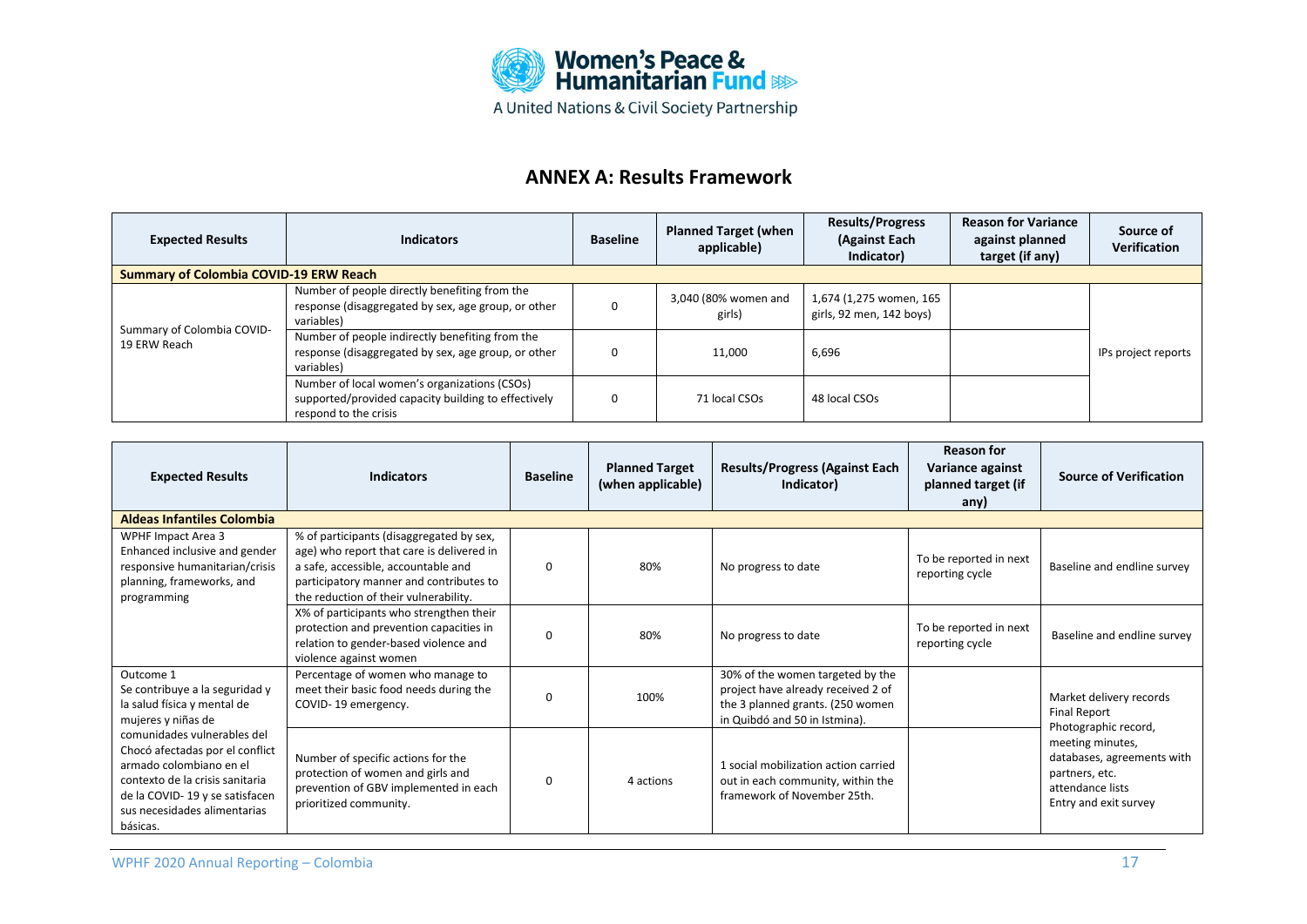# ANNEX A: Results Framework

| Expected Results | Indicators | Baseline | Planned Target (when applicable) | Results/Progress (Against Each Indicator) | Reason for Variance against planned target (if any) | Source of Verification |
|---|---|---|---|---|---|---|
| **Summary of Colombia COVID-19 ERW Reach** | | | | | | |
| Summary of Colombia COVID-19 ERW Reach | Number of people directly benefiting from the response (disaggregated by sex, age group, or other variables) | 0 | 3,040 (80% women and girls) | 1,674 (1,275 women, 165 girls, 92 men, 142 boys) | | IPs project reports |
| | Number of people indirectly benefiting from the response (disaggregated by sex, age group, or other variables) | 0 | 11,000 | 6,696 | | |
| | Number of local women's organizations (CSOs) supported/provided capacity building to effectively respond to the crisis | 0 | 71 local CSOs | 48 local CSOs | | |

| Expected Results | Indicators | Baseline | Planned Target (when applicable) | Results/Progress (Against Each Indicator) | Reason for Variance against planned target (if any) | Source of Verification |
|---|---|---|---|---|---|---|
| **Aldeas Infantiles Colombia** | | | | | | |
| WPHF Impact Area 3<br>Enhanced inclusive and gender responsive humanitarian/crisis planning, frameworks, and programming | % of participants (disaggregated by sex, age) who report that care is delivered in a safe, accessible, accountable and participatory manner and contributes to the reduction of their vulnerability. | 0 | 80% | No progress to date | To be reported in next reporting cycle | Baseline and endline survey |
| | X% of participants who strengthen their protection and prevention capacities in relation to gender-based violence and violence against women | 0 | 80% | No progress to date | To be reported in next reporting cycle | Baseline and endline survey |
| Outcome 1<br>Se contribuye a la seguridad y la salud física y mental de mujeres y niñas de comunidades vulnerables del Chocó afectadas por el conflict armado colombiano en el contexto de la crisis sanitaria de la COVID- 19 y se satisfacen sus necesidades alimentarias básicas. | Percentage of women who manage to meet their basic food needs during the COVID- 19 emergency. | 0 | 100% | 30% of the women targeted by the project have already received 2 of the 3 planned grants. (250 women in Quibdó and 50 in Istmina). | | Market delivery records<br>Final Report<br>Photographic record, meeting minutes, databases, agreements with partners, etc.<br>attendance lists<br>Entry and exit survey |
| | Number of specific actions for the protection of women and girls and prevention of GBV implemented in each prioritized community. | 0 | 4 actions | 1 social mobilization action carried out in each community, within the framework of November 25th. | | |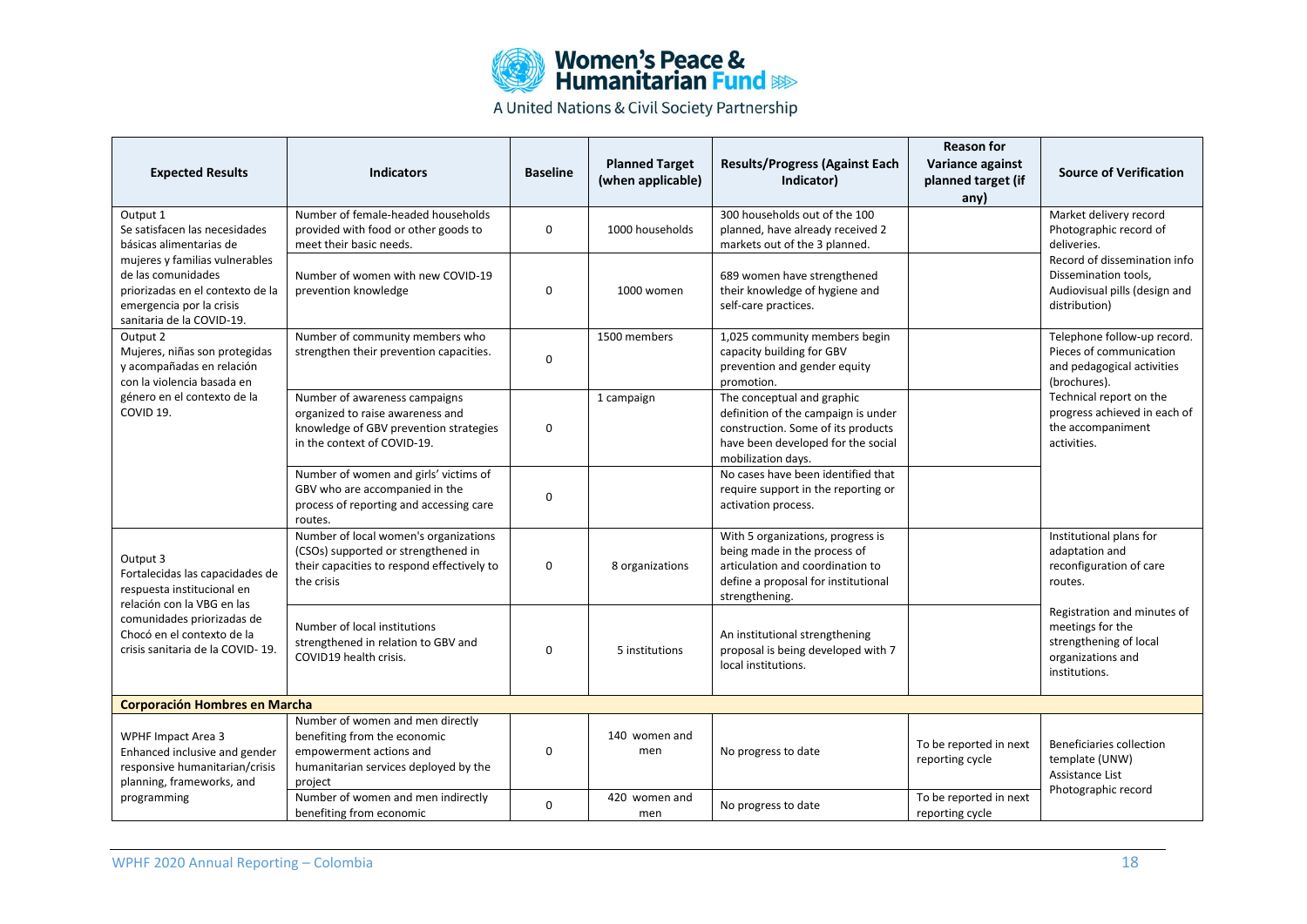| Expected Results | Indicators | Baseline | Planned Target (when applicable) | Results/Progress (Against Each Indicator) | Reason for Variance against planned target (if any) | Source of Verification |
|---|---|---|---|---|---|---|
| Output 1<br>Se satisfacen las necesidades básicas alimentarias de mujeres y familias vulnerables de las comunidades priorizadas en el contexto de la emergencia por la crisis sanitaria de la COVID-19. | Number of female-headed households provided with food or other goods to meet their basic needs. | 0 | 1000 households | 300 households out of the 100 planned, have already received 2 markets out of the 3 planned. | | Market delivery record<br>Photographic record of deliveries.<br>Record of dissemination info<br>Dissemination tools,<br>Audiovisual pills (design and distribution) |
| | Number of women with new COVID-19 prevention knowledge | 0 | 1000 women | 689 women have strengthened their knowledge of hygiene and self-care practices. | | |
| Output 2<br>Mujeres, niñas son protegidas y acompañadas en relación con la violencia basada en género en el contexto de la COVID 19. | Number of community members who strengthen their prevention capacities. | 0 | 1500 members | 1,025 community members begin capacity building for GBV prevention and gender equity promotion. | | Telephone follow-up record.<br>Pieces of communication and pedagogical activities (brochures).<br>Technical report on the progress achieved in each of the accompaniment activities. |
| | Number of awareness campaigns organized to raise awareness and knowledge of GBV prevention strategies in the context of COVID-19. | 0 | 1 campaign | The conceptual and graphic definition of the campaign is under construction. Some of its products have been developed for the social mobilization days. | | |
| | Number of women and girls' victims of GBV who are accompanied in the process of reporting and accessing care routes. | 0 | | No cases have been identified that require support in the reporting or activation process. | | |
| Output 3<br>Fortalecidas las capacidades de respuesta institucional en relación con la VBG en las comunidades priorizadas de Chocó en el contexto de la crisis sanitaria de la COVID- 19. | Number of local women's organizations (CSOs) supported or strengthened in their capacities to respond effectively to the crisis | 0 | 8 organizations | With 5 organizations, progress is being made in the process of articulation and coordination to define a proposal for institutional strengthening. | | Institutional plans for adaptation and reconfiguration of care routes. |
| | Number of local institutions strengthened in relation to GBV and COVID19 health crisis. | 0 | 5 institutions | An institutional strengthening proposal is being developed with 7 local institutions. | | Registration and minutes of meetings for the strengthening of local organizations and institutions. |
| **Corporación Hombres en Marcha** | | | | | | |
| WPHF Impact Area 3<br>Enhanced inclusive and gender responsive humanitarian/crisis planning, frameworks, and programming | Number of women and men directly benefiting from the economic empowerment actions and humanitarian services deployed by the project | 0 | 140 women and men | No progress to date | To be reported in next reporting cycle | Beneficiaries collection template (UNW)<br>Assistance List<br>Photographic record |
| | Number of women and men indirectly benefiting from economic | 0 | 420 women and men | No progress to date | To be reported in next reporting cycle | |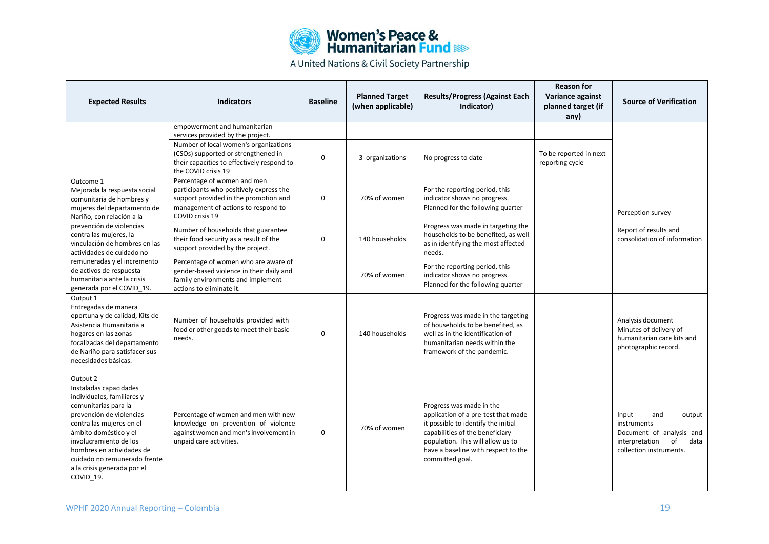| Expected Results | Indicators | Baseline | Planned Target (when applicable) | Results/Progress (Against Each Indicator) | Reason for Variance against planned target (if any) | Source of Verification |
|---|---|---|---|---|---|---|
| | empowerment and humanitarian services provided by the project. | | | | | |
| | Number of local women's organizations (CSOs) supported or strengthened in their capacities to effectively respond to the COVID crisis 19 | 0 | 3 organizations | No progress to date | To be reported in next reporting cycle | |
| Outcome 1<br>Mejorada la respuesta social comunitaria de hombres y mujeres del departamento de Nariño, con relación a la prevención de violencias contra las mujeres, la vinculación de hombres en las actividades de cuidado no remuneradas y el incremento de activos de respuesta humanitaria ante la crisis generada por el COVID_19. | Percentage of women and men participants who positively express the support provided in the promotion and management of actions to respond to COVID crisis 19 | 0 | 70% of women | For the reporting period, this indicator shows no progress. Planned for the following quarter | | Perception survey<br><br>Report of results and consolidation of information |
| | Number of households that guarantee their food security as a result of the support provided by the project. | 0 | 140 households | Progress was made in targeting the households to be benefited, as well as in identifying the most affected needs. | | |
| | Percentage of women who are aware of gender-based violence in their daily and family environments and implement actions to eliminate it. | | 70% of women | For the reporting period, this indicator shows no progress. Planned for the following quarter | | |
| Output 1<br>Entregadas de manera oportuna y de calidad, Kits de Asistencia Humanitaria a hogares en las zonas focalizadas del departamento de Nariño para satisfacer sus necesidades básicas. | Number of households provided with food or other goods to meet their basic needs. | 0 | 140 households | Progress was made in the targeting of households to be benefited, as well as in the identification of humanitarian needs within the framework of the pandemic. | | Analysis document<br>Minutes of delivery of humanitarian care kits and photographic record. |
| Output 2<br>Instaladas capacidades individuales, familiares y comunitarias para la prevención de violencias contra las mujeres en el ámbito doméstico y el involucramiento de los hombres en actividades de cuidado no remunerado frente a la crisis generada por el COVID_19. | Percentage of women and men with new knowledge on prevention of violence against women and men's involvement in unpaid care activities. | 0 | 70% of women | Progress was made in the application of a pre-test that made it possible to identify the initial capabilities of the beneficiary population. This will allow us to have a baseline with respect to the committed goal. | | Input and output instruments<br>Document of analysis and interpretation of data collection instruments. |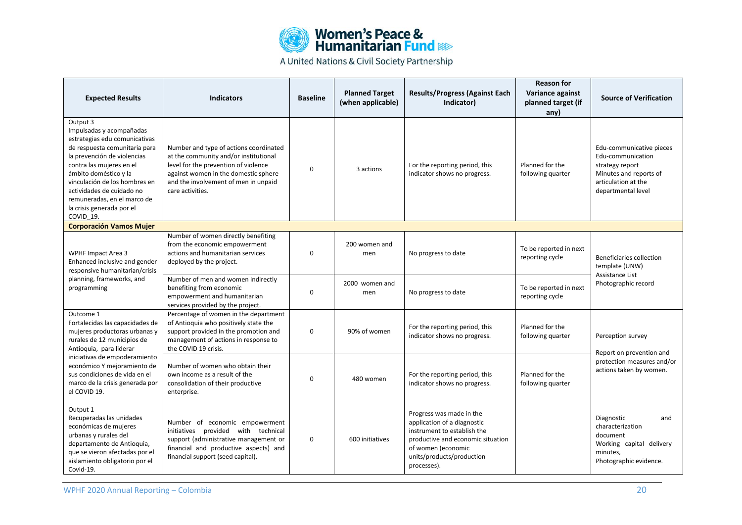| Expected Results | Indicators | Baseline | Planned Target (when applicable) | Results/Progress (Against Each Indicator) | Reason for Variance against planned target (if any) | Source of Verification |
|---|---|---|---|---|---|---|
| Output 3<br>Impulsadas y acompañadas estrategias edu comunicativas de respuesta comunitaria para la prevención de violencias contra las mujeres en el ámbito doméstico y la vinculación de los hombres en actividades de cuidado no remuneradas, en el marco de la crisis generada por el COVID_19. | Number and type of actions coordinated at the community and/or institutional level for the prevention of violence against women in the domestic sphere and the involvement of men in unpaid care activities. | 0 | 3 actions | For the reporting period, this indicator shows no progress. | Planned for the following quarter | Edu-communicative pieces<br>Edu-communication strategy report<br>Minutes and reports of articulation at the departmental level |
| **Corporación Vamos Mujer** | | | | | | |
| WPHF Impact Area 3<br>Enhanced inclusive and gender responsive humanitarian/crisis planning, frameworks, and programming | Number of women directly benefiting from the economic empowerment actions and humanitarian services deployed by the project. | 0 | 200 women and men | No progress to date | To be reported in next reporting cycle | Beneficiaries collection template (UNW)<br>Assistance List<br>Photographic record |
| | Number of men and women indirectly benefiting from economic empowerment and humanitarian services provided by the project. | 0 | 2000 women and men | No progress to date | To be reported in next reporting cycle | |
| Outcome 1<br>Fortalecidas las capacidades de mujeres productoras urbanas y rurales de 12 municipios de Antioquia, para liderar iniciativas de empoderamiento económico Y mejoramiento de sus condiciones de vida en el marco de la crisis generada por el COVID 19. | Percentage of women in the department of Antioquia who positively state the support provided in the promotion and management of actions in response to the COVID 19 crisis. | 0 | 90% of women | For the reporting period, this indicator shows no progress. | Planned for the following quarter | Perception survey<br>Report on prevention and protection measures and/or actions taken by women. |
| | Number of women who obtain their own income as a result of the consolidation of their productive enterprise. | 0 | 480 women | For the reporting period, this indicator shows no progress. | Planned for the following quarter | |
| Output 1<br>Recuperadas las unidades económicas de mujeres urbanas y rurales del departamento de Antioquia, que se vieron afectadas por el aislamiento obligatorio por el Covid-19. | Number of economic empowerment initiatives provided with technical support (administrative management or financial and productive aspects) and financial support (seed capital). | 0 | 600 initiatives | Progress was made in the application of a diagnostic instrument to establish the productive and economic situation of women (economic units/products/production processes). | | Diagnostic and characterization document<br>Working capital delivery minutes,<br>Photographic evidence. |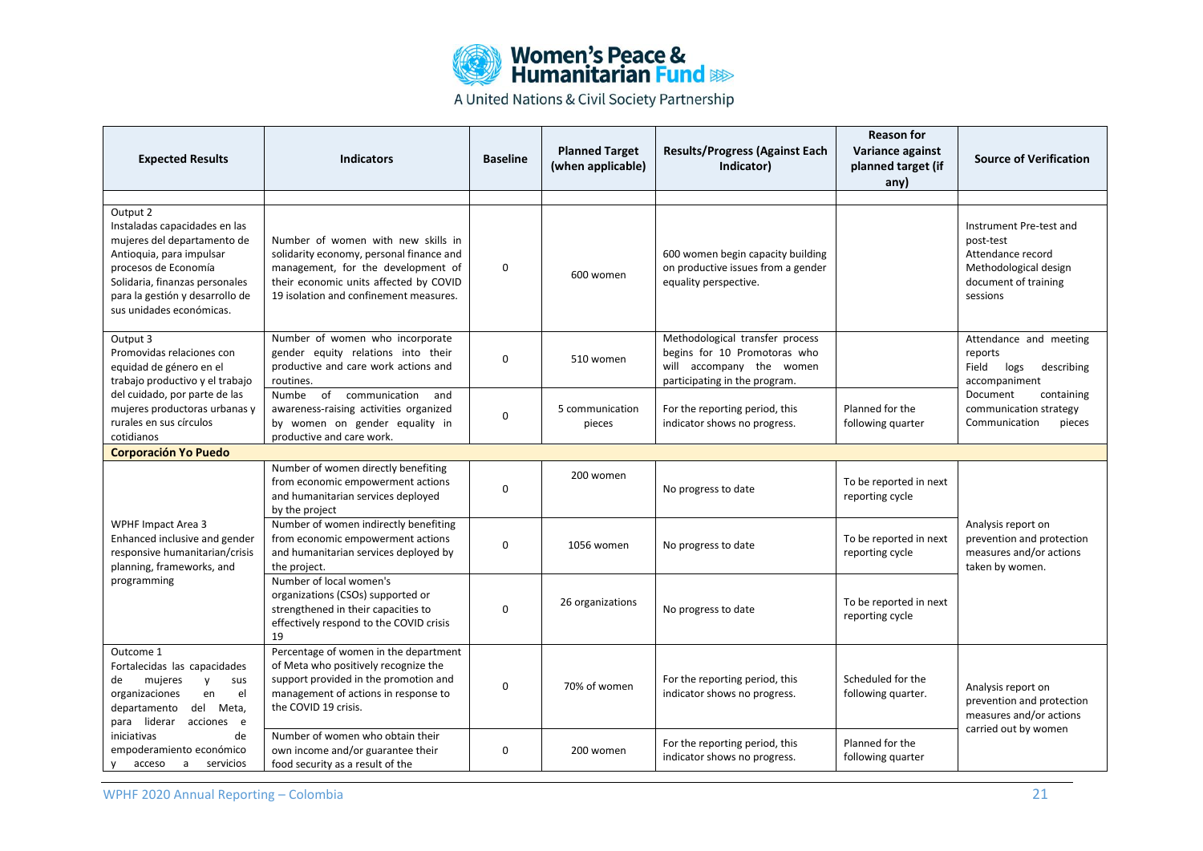| Expected Results | Indicators | Baseline | Planned Target (when applicable) | Results/Progress (Against Each Indicator) | Reason for Variance against planned target (if any) | Source of Verification |
|---|---|---|---|---|---|---|
| | | | | | | |
| Output 2<br>Instaladas capacidades en las mujeres del departamento de Antioquia, para impulsar procesos de Economía Solidaria, finanzas personales para la gestión y desarrollo de sus unidades económicas. | Number of women with new skills in solidarity economy, personal finance and management, for the development of their economic units affected by COVID 19 isolation and confinement measures. | 0 | 600 women | 600 women begin capacity building on productive issues from a gender equality perspective. | | Instrument Pre-test and post-test<br>Attendance record<br>Methodological design document of training sessions |
| Output 3<br>Promovidas relaciones con equidad de género en el trabajo productivo y el trabajo del cuidado, por parte de las mujeres productoras urbanas y rurales en sus círculos cotidianos | Number of women who incorporate gender equity relations into their productive and care work actions and routines. | 0 | 510 women | Methodological transfer process begins for 10 Promotoras who will accompany the women participating in the program. | | Attendance and meeting reports<br>Field logs describing accompaniment<br>Document containing communication strategy<br>Communication pieces |
| | Numbe of communication and awareness-raising activities organized by women on gender equality in productive and care work. | 0 | 5 communication pieces | For the reporting period, this indicator shows no progress. | Planned for the following quarter | |
| **Corporación Yo Puedo** | | | | | | |
| WPHF Impact Area 3<br>Enhanced inclusive and gender responsive humanitarian/crisis planning, frameworks, and programming | Number of women directly benefiting from economic empowerment actions and humanitarian services deployed by the project | 0 | 200 women | No progress to date | To be reported in next reporting cycle | Analysis report on prevention and protection measures and/or actions taken by women. |
| | Number of women indirectly benefiting from economic empowerment actions and humanitarian services deployed by the project. | 0 | 1056 women | No progress to date | To be reported in next reporting cycle | |
| | Number of local women's organizations (CSOs) supported or strengthened in their capacities to effectively respond to the COVID crisis 19 | 0 | 26 organizations | No progress to date | To be reported in next reporting cycle | |
| Outcome 1<br>Fortalecidas las capacidades de mujeres y sus organizaciones en el departamento del Meta, para liderar acciones e iniciativas de empoderamiento económico y acceso a servicios | Percentage of women in the department of Meta who positively recognize the support provided in the promotion and management of actions in response to the COVID 19 crisis. | 0 | 70% of women | For the reporting period, this indicator shows no progress. | Scheduled for the following quarter. | Analysis report on prevention and protection measures and/or actions carried out by women |
| | Number of women who obtain their own income and/or guarantee their food security as a result of the | 0 | 200 women | For the reporting period, this indicator shows no progress. | Planned for the following quarter | |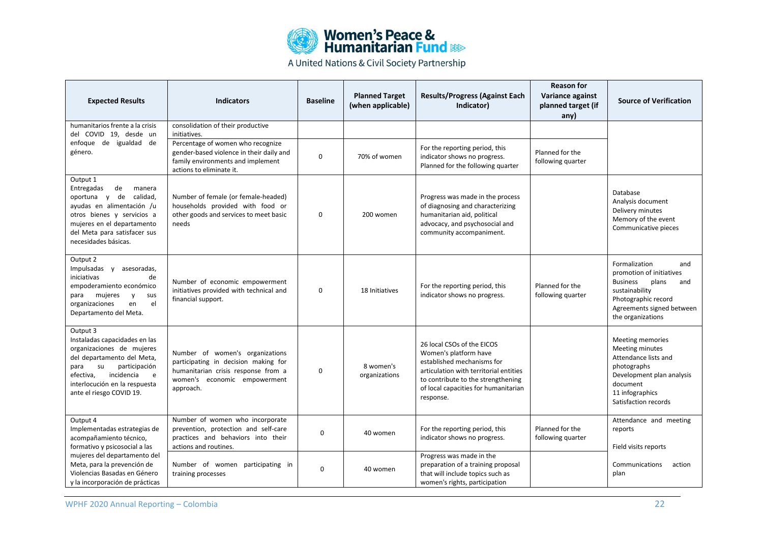| Expected Results | Indicators | Baseline | Planned Target (when applicable) | Results/Progress (Against Each Indicator) | Reason for Variance against planned target (if any) | Source of Verification |
|---|---|---|---|---|---|---|
| humanitarios frente a la crisis del COVID 19, desde un enfoque de igualdad de género. | consolidation of their productive initiatives. | | | | | |
| | Percentage of women who recognize gender-based violence in their daily and family environments and implement actions to eliminate it. | 0 | 70% of women | For the reporting period, this indicator shows no progress. Planned for the following quarter | Planned for the following quarter | |
| Output 1<br>Entregadas de manera oportuna y de calidad, ayudas en alimentación /u otros bienes y servicios a mujeres en el departamento del Meta para satisfacer sus necesidades básicas. | Number of female (or female-headed) households provided with food or other goods and services to meet basic needs | 0 | 200 women | Progress was made in the process of diagnosing and characterizing humanitarian aid, political advocacy, and psychosocial and community accompaniment. | | Database<br>Analysis document<br>Delivery minutes<br>Memory of the event<br>Communicative pieces |
| Output 2<br>Impulsadas y asesoradas, iniciativas de empoderamiento económico para mujeres y sus organizaciones en el Departamento del Meta. | Number of economic empowerment initiatives provided with technical and financial support. | 0 | 18 Initiatives | For the reporting period, this indicator shows no progress. | Planned for the following quarter | Formalization and promotion of initiatives<br>Business plans and sustainability<br>Photographic record<br>Agreements signed between the organizations |
| Output 3<br>Instaladas capacidades en las organizaciones de mujeres del departamento del Meta, para su participación efectiva, incidencia e interlocución en la respuesta ante el riesgo COVID 19. | Number of women's organizations participating in decision making for humanitarian crisis response from a women's economic empowerment approach. | 0 | 8 women's organizations | 26 local CSOs of the EICOS Women's platform have established mechanisms for articulation with territorial entities to contribute to the strengthening of local capacities for humanitarian response. | | Meeting memories<br>Meeting minutes<br>Attendance lists and photographs<br>Development plan analysis document<br>11 infographics<br>Satisfaction records |
| Output 4<br>Implementadas estrategias de acompañamiento técnico, formativo y psicosocial a las mujeres del departamento del Meta, para la prevención de Violencias Basadas en Género y la incorporación de prácticas | Number of women who incorporate prevention, protection and self-care practices and behaviors into their actions and routines. | 0 | 40 women | For the reporting period, this indicator shows no progress. | Planned for the following quarter | Attendance and meeting reports<br>Field visits reports |
| | Number of women participating in training processes | 0 | 40 women | Progress was made in the preparation of a training proposal that will include topics such as women's rights, participation | | Communications action plan |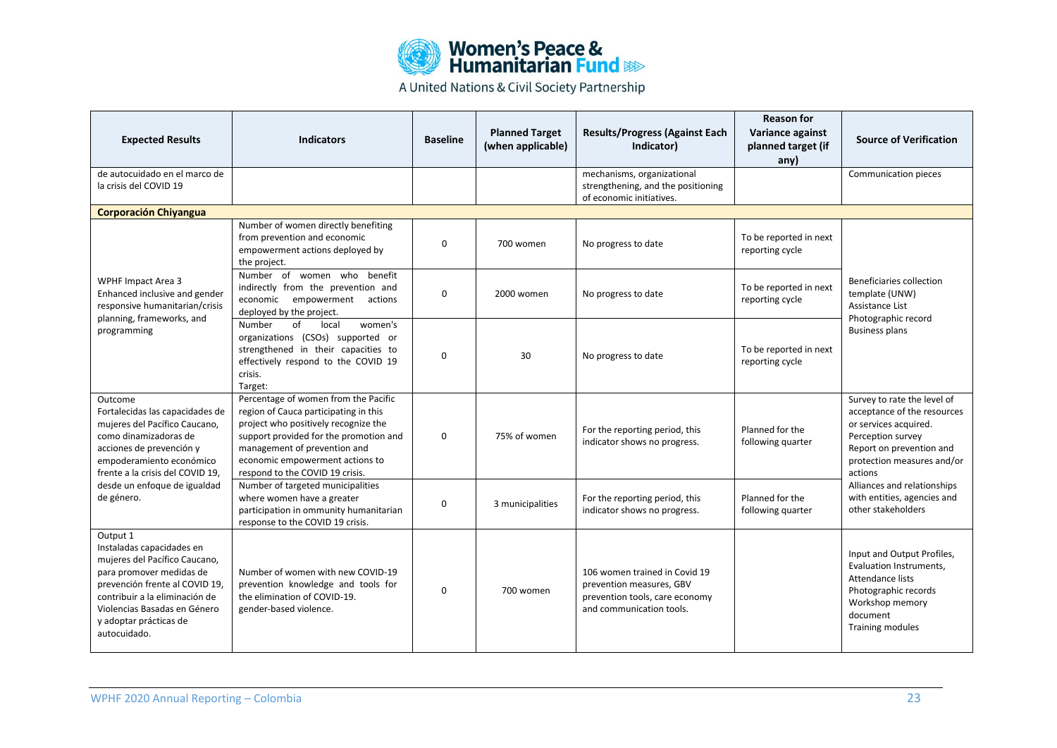| Expected Results | Indicators | Baseline | Planned Target (when applicable) | Results/Progress (Against Each Indicator) | Reason for Variance against planned target (if any) | Source of Verification |
|---|---|---|---|---|---|---|
| de autocuidado en el marco de la crisis del COVID 19 | | | | mechanisms, organizational strengthening, and the positioning of economic initiatives. | | Communication pieces |
| **Corporación Chiyangua** | | | | | | |
| WPHF Impact Area 3 Enhanced inclusive and gender responsive humanitarian/crisis planning, frameworks, and programming | Number of women directly benefiting from prevention and economic empowerment actions deployed by the project. | 0 | 700 women | No progress to date | To be reported in next reporting cycle | Beneficiaries collection template (UNW) Assistance List Photographic record Business plans |
| | Number of women who benefit indirectly from the prevention and economic empowerment actions deployed by the project. | 0 | 2000 women | No progress to date | To be reported in next reporting cycle | |
| | Number of local women's organizations (CSOs) supported or strengthened in their capacities to effectively respond to the COVID 19 crisis. Target: | 0 | 30 | No progress to date | To be reported in next reporting cycle | |
| Outcome Fortalecidas las capacidades de mujeres del Pacífico Caucano, como dinamizadoras de acciones de prevención y empoderamiento económico frente a la crisis del COVID 19, desde un enfoque de igualdad de género. | Percentage of women from the Pacific region of Cauca participating in this project who positively recognize the support provided for the promotion and management of prevention and economic empowerment actions to respond to the COVID 19 crisis. | 0 | 75% of women | For the reporting period, this indicator shows no progress. | Planned for the following quarter | Survey to rate the level of acceptance of the resources or services acquired. Perception survey Report on prevention and protection measures and/or actions |
| | Number of targeted municipalities where women have a greater participation in ommunity humanitarian response to the COVID 19 crisis. | 0 | 3 municipalities | For the reporting period, this indicator shows no progress. | Planned for the following quarter | Alliances and relationships with entities, agencies and other stakeholders |
| Output 1 Instaladas capacidades en mujeres del Pacífico Caucano, para promover medidas de prevención frente al COVID 19, contribuir a la eliminación de Violencias Basadas en Género y adoptar prácticas de autocuidado. | Number of women with new COVID-19 prevention knowledge and tools for the elimination of COVID-19. gender-based violence. | 0 | 700 women | 106 women trained in Covid 19 prevention measures, GBV prevention tools, care economy and communication tools. | | Input and Output Profiles, Evaluation Instruments, Attendance lists Photographic records Workshop memory document Training modules |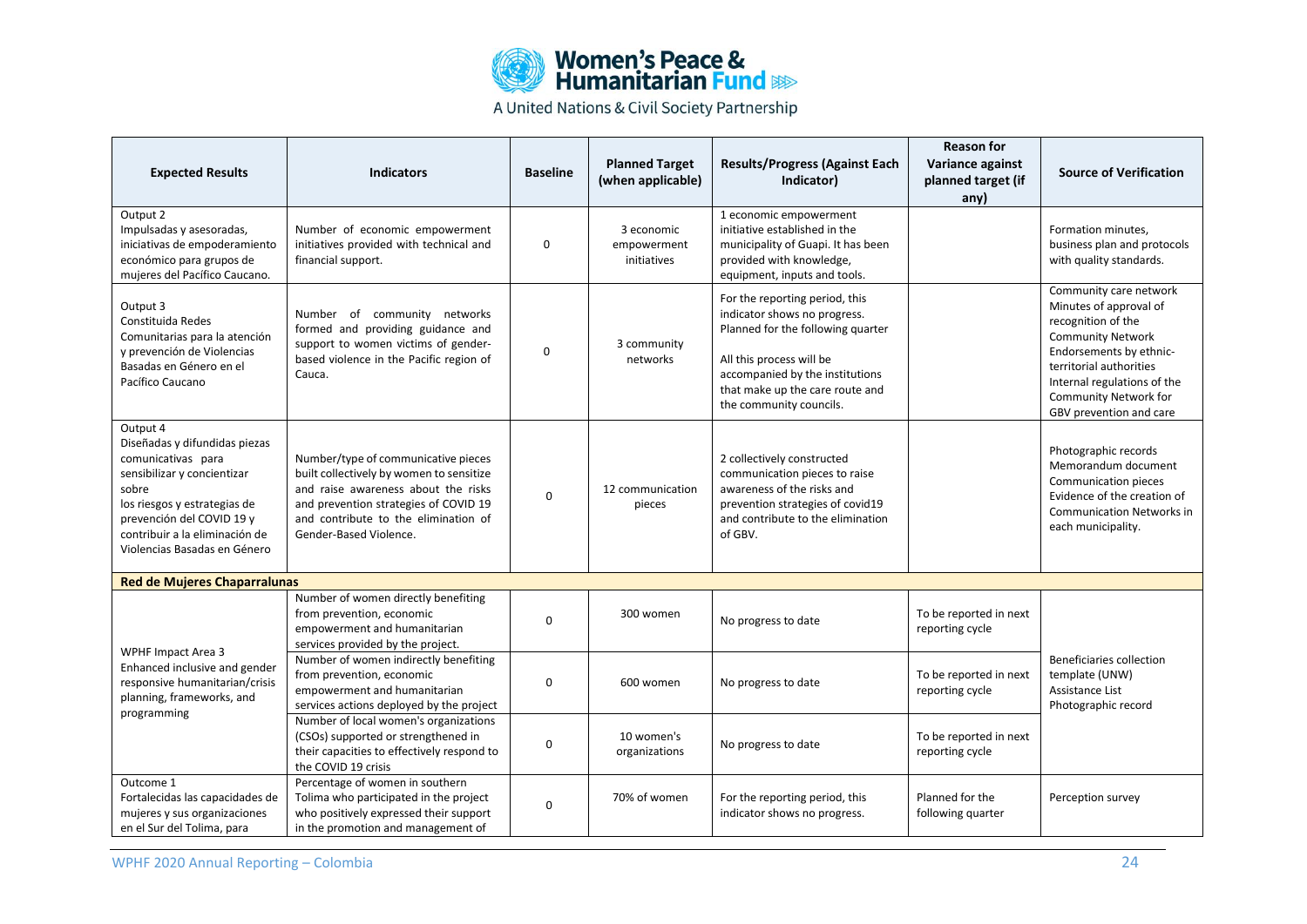| Expected Results | Indicators | Baseline | Planned Target (when applicable) | Results/Progress (Against Each Indicator) | Reason for Variance against planned target (if any) | Source of Verification |
|---|---|---|---|---|---|---|
| Output 2<br>Impulsadas y asesoradas, iniciativas de empoderamiento económico para grupos de mujeres del Pacífico Caucano. | Number of economic empowerment initiatives provided with technical and financial support. | 0 | 3 economic empowerment initiatives | 1 economic empowerment initiative established in the municipality of Guapi. It has been provided with knowledge, equipment, inputs and tools. | | Formation minutes, business plan and protocols with quality standards. |
| Output 3<br>Constituida Redes Comunitarias para la atención y prevención de Violencias Basadas en Género en el Pacífico Caucano | Number of community networks formed and providing guidance and support to women victims of gender-based violence in the Pacific region of Cauca. | 0 | 3 community networks | For the reporting period, this indicator shows no progress. Planned for the following quarter<br><br>All this process will be accompanied by the institutions that make up the care route and the community councils. | | Community care network Minutes of approval of recognition of the Community Network Endorsements by ethnic-territorial authorities Internal regulations of the Community Network for GBV prevention and care |
| Output 4<br>Diseñadas y difundidas piezas comunicativas para sensibilizar y concientizar sobre los riesgos y estrategias de prevención del COVID 19 y contribuir a la eliminación de Violencias Basadas en Género | Number/type of communicative pieces built collectively by women to sensitize and raise awareness about the risks and prevention strategies of COVID 19 and contribute to the elimination of Gender-Based Violence. | 0 | 12 communication pieces | 2 collectively constructed communication pieces to raise awareness of the risks and prevention strategies of covid19 and contribute to the elimination of GBV. | | Photographic records Memorandum document Communication pieces Evidence of the creation of Communication Networks in each municipality. |
| **Red de Mujeres Chaparralunas** | | | | | | |
| WPHF Impact Area 3<br>Enhanced inclusive and gender responsive humanitarian/crisis planning, frameworks, and programming | Number of women directly benefiting from prevention, economic empowerment and humanitarian services provided by the project. | 0 | 300 women | No progress to date | To be reported in next reporting cycle | Beneficiaries collection template (UNW) Assistance List Photographic record |
| | Number of women indirectly benefiting from prevention, economic empowerment and humanitarian services actions deployed by the project | 0 | 600 women | No progress to date | To be reported in next reporting cycle | |
| | Number of local women's organizations (CSOs) supported or strengthened in their capacities to effectively respond to the COVID 19 crisis | 0 | 10 women's organizations | No progress to date | To be reported in next reporting cycle | |
| Outcome 1<br>Fortalecidas las capacidades de mujeres y sus organizaciones en el Sur del Tolima, para | Percentage of women in southern Tolima who participated in the project who positively expressed their support in the promotion and management of | 0 | 70% of women | For the reporting period, this indicator shows no progress. | Planned for the following quarter | Perception survey |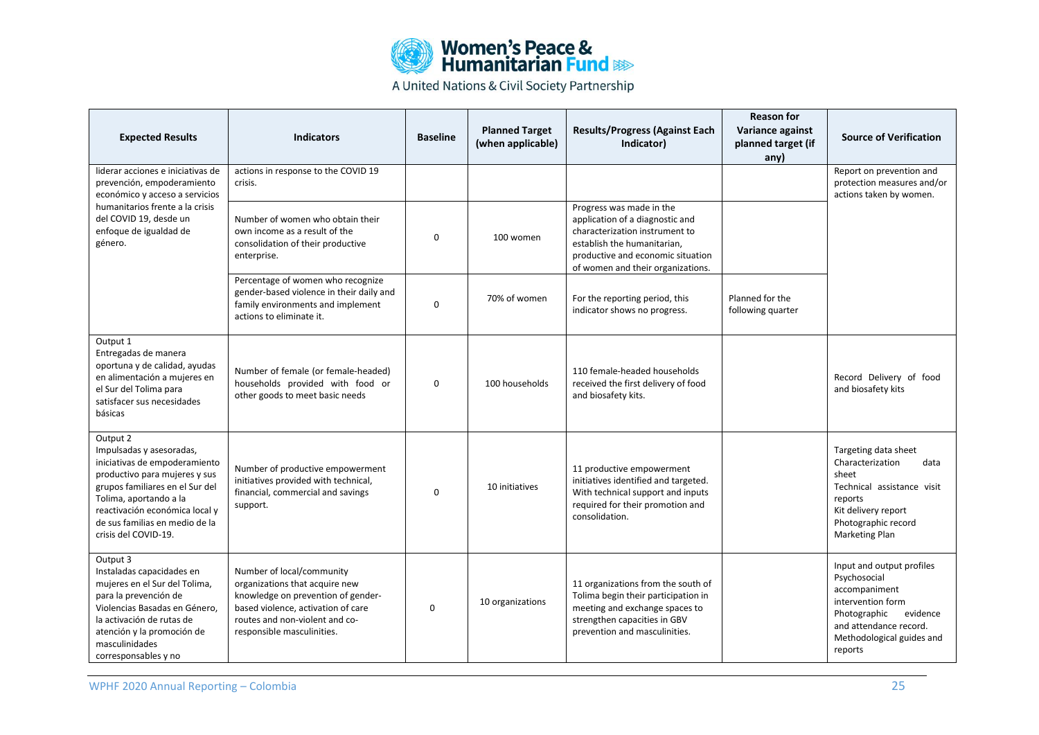| Expected Results | Indicators | Baseline | Planned Target (when applicable) | Results/Progress (Against Each Indicator) | Reason for Variance against planned target (if any) | Source of Verification |
|---|---|---|---|---|---|---|
| liderar acciones e iniciativas de prevención, empoderamiento económico y acceso a servicios humanitarios frente a la crisis del COVID 19, desde un enfoque de igualdad de género. | actions in response to the COVID 19 crisis. | | | | | Report on prevention and protection measures and/or actions taken by women. |
| | Number of women who obtain their own income as a result of the consolidation of their productive enterprise. | 0 | 100 women | Progress was made in the application of a diagnostic and characterization instrument to establish the humanitarian, productive and economic situation of women and their organizations. | | |
| | Percentage of women who recognize gender-based violence in their daily and family environments and implement actions to eliminate it. | 0 | 70% of women | For the reporting period, this indicator shows no progress. | Planned for the following quarter | |
| Output 1<br>Entregadas de manera oportuna y de calidad, ayudas en alimentación a mujeres en el Sur del Tolima para satisfacer sus necesidades básicas | Number of female (or female-headed) households provided with food or other goods to meet basic needs | 0 | 100 households | 110 female-headed households received the first delivery of food and biosafety kits. | | Record Delivery of food and biosafety kits |
| Output 2<br>Impulsadas y asesoradas, iniciativas de empoderamiento productivo para mujeres y sus grupos familiares en el Sur del Tolima, aportando a la reactivación económica local y de sus familias en medio de la crisis del COVID-19. | Number of productive empowerment initiatives provided with technical, financial, commercial and savings support. | 0 | 10 initiatives | 11 productive empowerment initiatives identified and targeted. With technical support and inputs required for their promotion and consolidation. | | Targeting data sheet<br>Characterization data sheet<br>Technical assistance visit reports<br>Kit delivery report<br>Photographic record<br>Marketing Plan |
| Output 3<br>Instaladas capacidades en mujeres en el Sur del Tolima, para la prevención de Violencias Basadas en Género, la activación de rutas de atención y la promoción de masculinidades corresponsables y no | Number of local/community organizations that acquire new knowledge on prevention of gender-based violence, activation of care routes and non-violent and co-responsible masculinities. | 0 | 10 organizations | 11 organizations from the south of Tolima begin their participation in meeting and exchange spaces to strengthen capacities in GBV prevention and masculinities. | | Input and output profiles<br>Psychosocial accompaniment intervention form<br>Photographic evidence and attendance record.<br>Methodological guides and reports |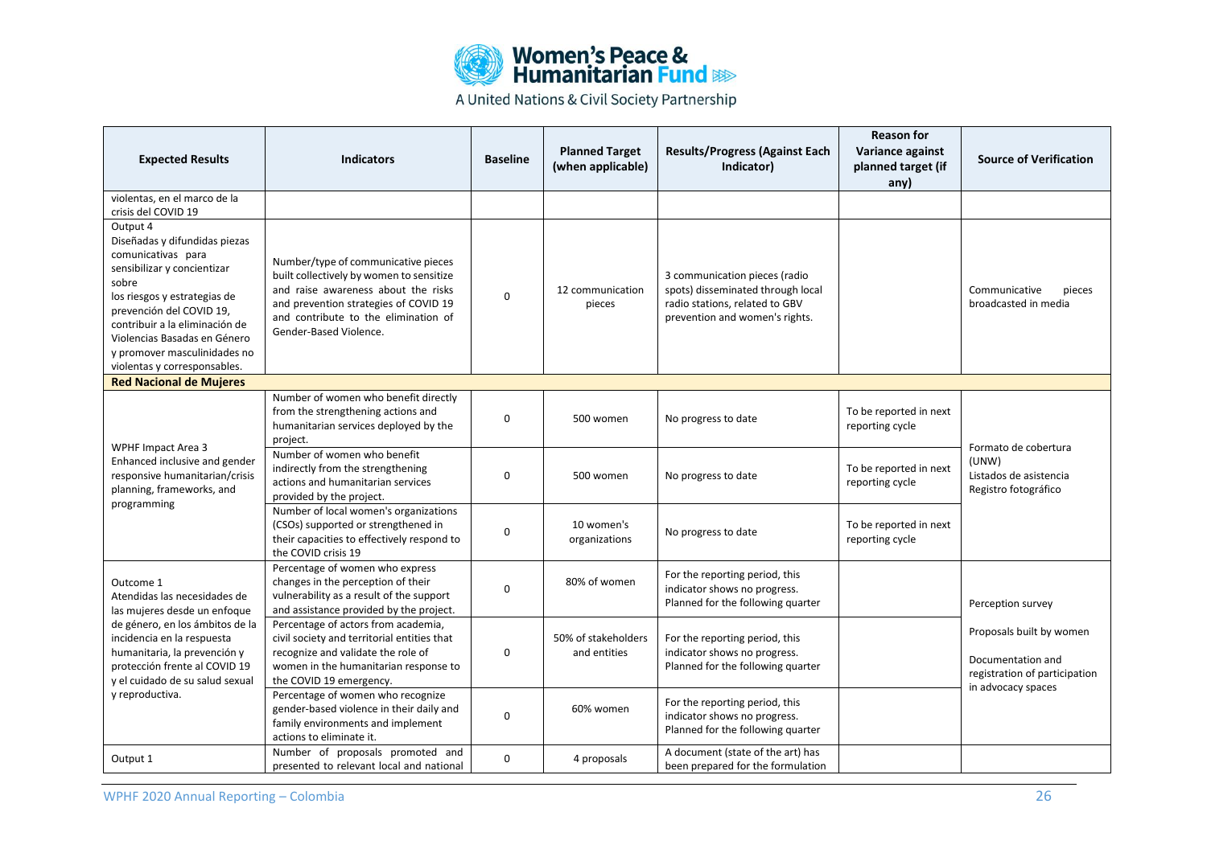| Expected Results | Indicators | Baseline | Planned Target (when applicable) | Results/Progress (Against Each Indicator) | Reason for Variance against planned target (if any) | Source of Verification |
|---|---|---|---|---|---|---|
| violentas, en el marco de la crisis del COVID 19 | | | | | | |
| Output 4<br>Diseñadas y difundidas piezas comunicativas para sensibilizar y concientizar sobre los riesgos y estrategias de prevención del COVID 19, contribuir a la eliminación de Violencias Basadas en Género y promover masculinidades no violentas y corresponsables. | Number/type of communicative pieces built collectively by women to sensitize and raise awareness about the risks and prevention strategies of COVID 19 and contribute to the elimination of Gender-Based Violence. | 0 | 12 communication pieces | 3 communication pieces (radio spots) disseminated through local radio stations, related to GBV prevention and women's rights. | | Communicative pieces broadcasted in media |
| **Red Nacional de Mujeres** | | | | | | |
| WPHF Impact Area 3<br>Enhanced inclusive and gender responsive humanitarian/crisis planning, frameworks, and programming | Number of women who benefit directly from the strengthening actions and humanitarian services deployed by the project. | 0 | 500 women | No progress to date | To be reported in next reporting cycle | Formato de cobertura (UNW)<br>Listados de asistencia<br>Registro fotográfico |
| | Number of women who benefit indirectly from the strengthening actions and humanitarian services provided by the project. | 0 | 500 women | No progress to date | To be reported in next reporting cycle | |
| | Number of local women's organizations (CSOs) supported or strengthened in their capacities to effectively respond to the COVID crisis 19 | 0 | 10 women's organizations | No progress to date | To be reported in next reporting cycle | |
| Outcome 1<br>Atendidas las necesidades de las mujeres desde un enfoque de género, en los ámbitos de la incidencia en la respuesta humanitaria, la prevención y protección frente al COVID 19 y el cuidado de su salud sexual y reproductiva. | Percentage of women who express changes in the perception of their vulnerability as a result of the support and assistance provided by the project. | 0 | 80% of women | For the reporting period, this indicator shows no progress. Planned for the following quarter | | Perception survey<br>Proposals built by women<br>Documentation and registration of participation in advocacy spaces |
| | Percentage of actors from academia, civil society and territorial entities that recognize and validate the role of women in the humanitarian response to the COVID 19 emergency. | 0 | 50% of stakeholders and entities | For the reporting period, this indicator shows no progress. Planned for the following quarter | | |
| | Percentage of women who recognize gender-based violence in their daily and family environments and implement actions to eliminate it. | 0 | 60% women | For the reporting period, this indicator shows no progress. Planned for the following quarter | | |
| Output 1 | Number of proposals promoted and presented to relevant local and national | 0 | 4 proposals | A document (state of the art) has been prepared for the formulation | | |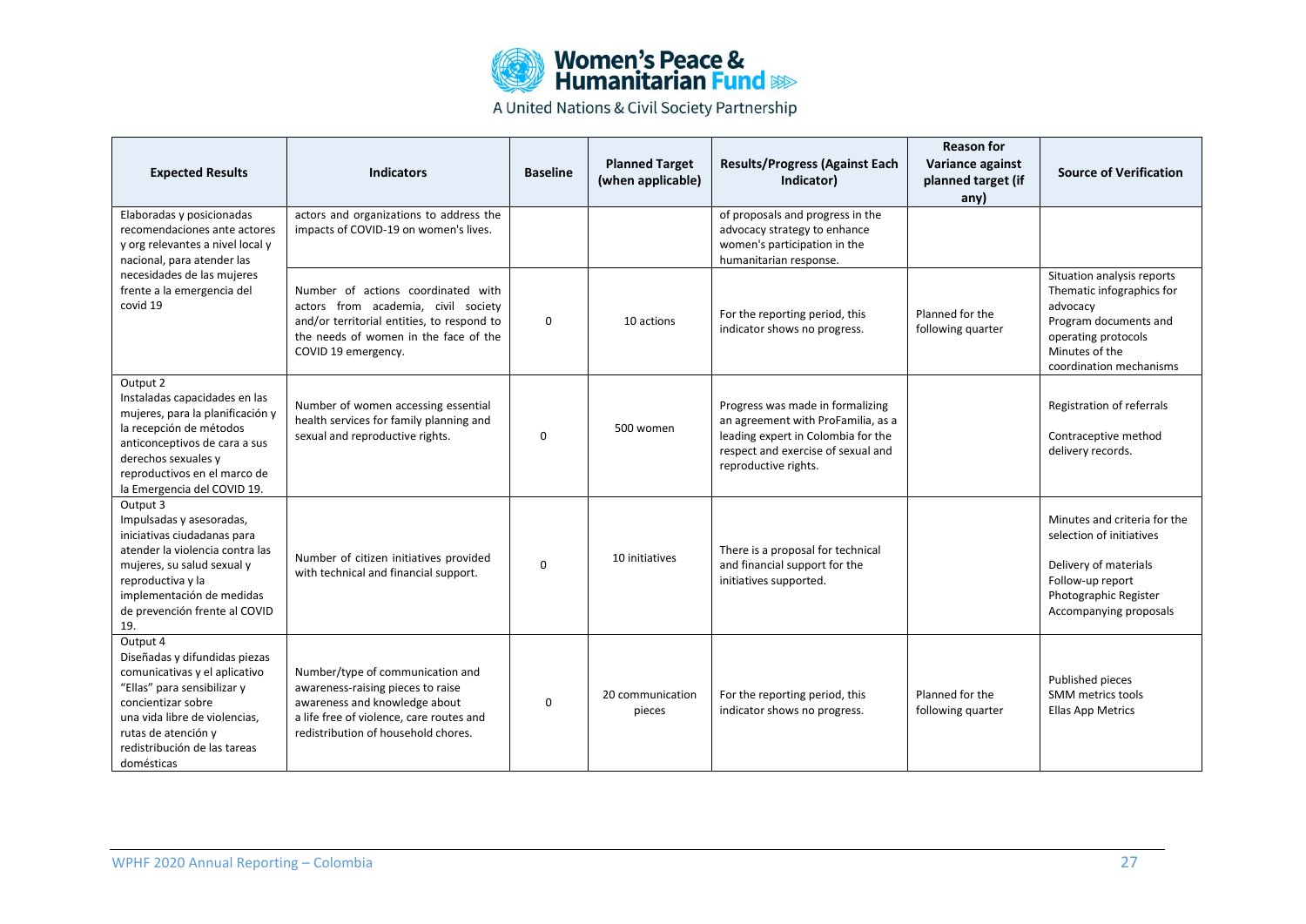| Expected Results | Indicators | Baseline | Planned Target (when applicable) | Results/Progress (Against Each Indicator) | Reason for Variance against planned target (if any) | Source of Verification |
|---|---|---|---|---|---|---|
| Elaboradas y posicionadas recomendaciones ante actores y org relevantes a nivel local y nacional, para atender las necesidades de las mujeres frente a la emergencia del covid 19 | actors and organizations to address the impacts of COVID-19 on women's lives. | | | of proposals and progress in the advocacy strategy to enhance women's participation in the humanitarian response. | | |
| | Number of actions coordinated with actors from academia, civil society and/or territorial entities, to respond to the needs of women in the face of the COVID 19 emergency. | 0 | 10 actions | For the reporting period, this indicator shows no progress. | Planned for the following quarter | Situation analysis reports<br>Thematic infographics for advocacy<br>Program documents and operating protocols<br>Minutes of the coordination mechanisms |
| Output 2<br>Instaladas capacidades en las mujeres, para la planificación y la recepción de métodos anticonceptivos de cara a sus derechos sexuales y reproductivos en el marco de la Emergencia del COVID 19. | Number of women accessing essential health services for family planning and sexual and reproductive rights. | 0 | 500 women | Progress was made in formalizing an agreement with ProFamilia, as a leading expert in Colombia for the respect and exercise of sexual and reproductive rights. | | Registration of referrals<br><br>Contraceptive method delivery records. |
| Output 3<br>Impulsadas y asesoradas, iniciativas ciudadanas para atender la violencia contra las mujeres, su salud sexual y reproductiva y la implementación de medidas de prevención frente al COVID 19. | Number of citizen initiatives provided with technical and financial support. | 0 | 10 initiatives | There is a proposal for technical and financial support for the initiatives supported. | | Minutes and criteria for the selection of initiatives<br><br>Delivery of materials<br>Follow-up report<br>Photographic Register<br>Accompanying proposals |
| Output 4<br>Diseñadas y difundidas piezas comunicativas y el aplicativo "Ellas" para sensibilizar y concientizar sobre una vida libre de violencias, rutas de atención y redistribución de las tareas domésticas | Number/type of communication and awareness-raising pieces to raise awareness and knowledge about a life free of violence, care routes and redistribution of household chores. | 0 | 20 communication pieces | For the reporting period, this indicator shows no progress. | Planned for the following quarter | Published pieces<br>SMM metrics tools<br>Ellas App Metrics |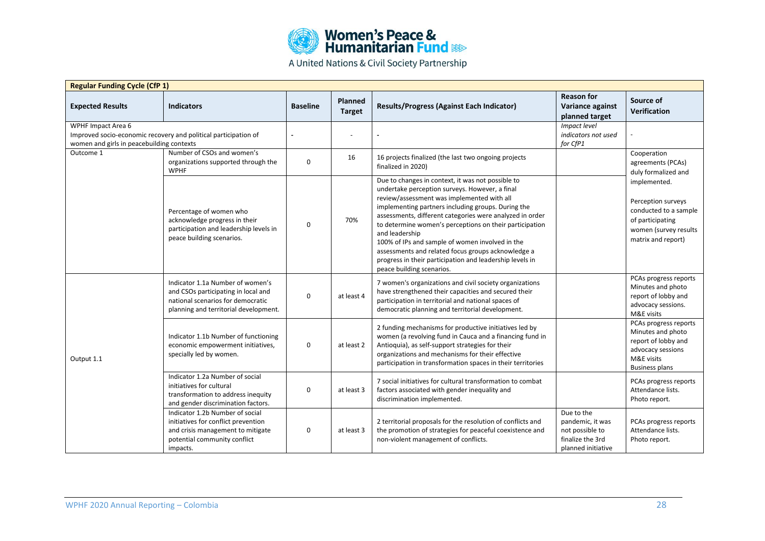Women's Peace & Humanitarian Fund

A United Nations & Civil Society Partnership

| Regular Funding Cycle (CfP 1) | | | | | | |
|---|---|---|---|---|---|---|
| **Expected Results** | **Indicators** | **Baseline** | **Planned Target** | **Results/Progress (Against Each Indicator)** | **Reason for Variance against planned target** | **Source of Verification** |
| WPHF Impact Area 6 Improved socio-economic recovery and political participation of women and girls in peacebuilding contexts | | - | - | - | *Impact level indicators not used for CfP1* | - |
| Outcome 1 | Number of CSOs and women's organizations supported through the WPHF | 0 | 16 | 16 projects finalized (the last two ongoing projects finalized in 2020) | | Cooperation agreements (PCAs) duly formalized and implemented. |
| | Percentage of women who acknowledge progress in their participation and leadership levels in peace building scenarios. | 0 | 70% | Due to changes in context, it was not possible to undertake perception surveys. However, a final review/assessment was implemented with all implementing partners including groups. During the assessments, different categories were analyzed in order to determine women's perceptions on their participation and leadership 100% of IPs and sample of women involved in the assessments and related focus groups acknowledge a progress in their participation and leadership levels in peace building scenarios. | | Perception surveys conducted to a sample of participating women (survey results matrix and report) |
| Output 1.1 | Indicator 1.1a Number of women's and CSOs participating in local and national scenarios for democratic planning and territorial development. | 0 | at least 4 | 7 women's organizations and civil society organizations have strengthened their capacities and secured their participation in territorial and national spaces of democratic planning and territorial development. | | PCAs progress reports Minutes and photo report of lobby and advocacy sessions. M&E visits |
| | Indicator 1.1b Number of functioning economic empowerment initiatives, specially led by women. | 0 | at least 2 | 2 funding mechanisms for productive initiatives led by women (a revolving fund in Cauca and a financing fund in Antioquia), as self-support strategies for their organizations and mechanisms for their effective participation in transformation spaces in their territories | | PCAs progress reports Minutes and photo report of lobby and advocacy sessions M&E visits Business plans |
| | Indicator 1.2a Number of social initiatives for cultural transformation to address inequity and gender discrimination factors. | 0 | at least 3 | 7 social initiatives for cultural transformation to combat factors associated with gender inequality and discrimination implemented. | | PCAs progress reports Attendance lists. Photo report. |
| | Indicator 1.2b Number of social initiatives for conflict prevention and crisis management to mitigate potential community conflict impacts. | 0 | at least 3 | 2 territorial proposals for the resolution of conflicts and the promotion of strategies for peaceful coexistence and non-violent management of conflicts. | Due to the pandemic, it was not possible to finalize the 3rd planned initiative | PCAs progress reports Attendance lists. Photo report. |